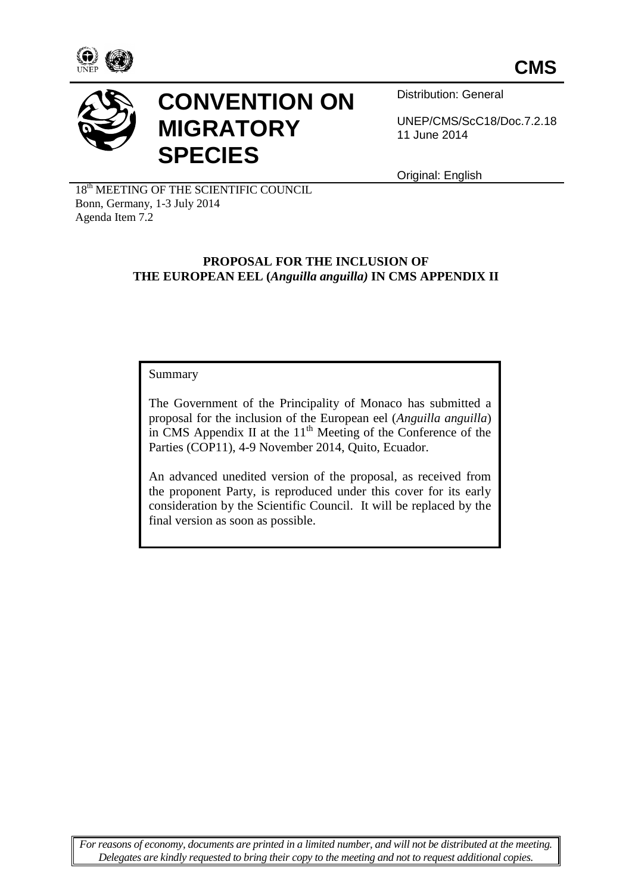**CMS**

# CONVENTION ON MIGRATORY SPECIES

Distribution: General

UNEP/CMS/ScC18/Doc.7.2.18
11 June 2014

Original: English

18th MEETING OF THE SCIENTIFIC COUNCIL
Bonn, Germany, 1-3 July 2014
Agenda Item 7.2

## PROPOSAL FOR THE INCLUSION OF THE EUROPEAN EEL (*Anguilla anguilla*) IN CMS APPENDIX II

Summary

The Government of the Principality of Monaco has submitted a proposal for the inclusion of the European eel (*Anguilla anguilla*) in CMS Appendix II at the 11th Meeting of the Conference of the Parties (COP11), 4-9 November 2014, Quito, Ecuador.

An advanced unedited version of the proposal, as received from the proponent Party, is reproduced under this cover for its early consideration by the Scientific Council. It will be replaced by the final version as soon as possible.

*For reasons of economy, documents are printed in a limited number, and will not be distributed at the meeting. Delegates are kindly requested to bring their copy to the meeting and not to request additional copies.*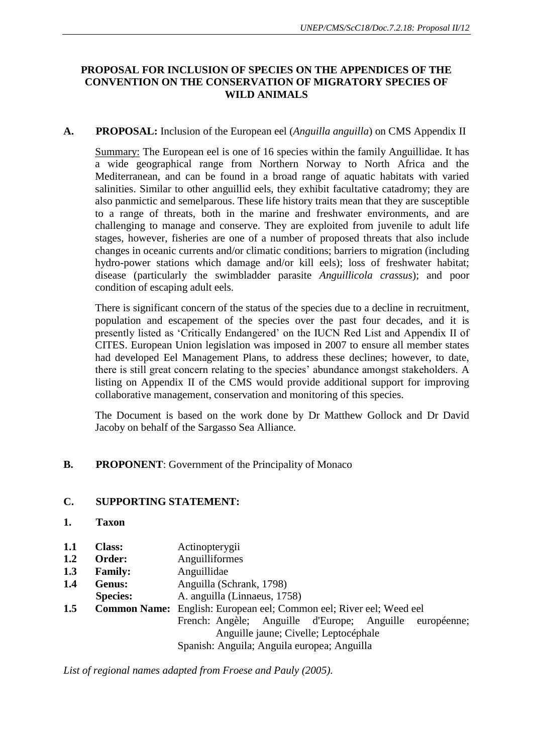**PROPOSAL FOR INCLUSION OF SPECIES ON THE APPENDICES OF THE CONVENTION ON THE CONSERVATION OF MIGRATORY SPECIES OF WILD ANIMALS**

**A. PROPOSAL:** Inclusion of the European eel (*Anguilla anguilla*) on CMS Appendix II

Summary: The European eel is one of 16 species within the family Anguillidae. It has a wide geographical range from Northern Norway to North Africa and the Mediterranean, and can be found in a broad range of aquatic habitats with varied salinities. Similar to other anguillid eels, they exhibit facultative catadromy; they are also panmictic and semelparous. These life history traits mean that they are susceptible to a range of threats, both in the marine and freshwater environments, and are challenging to manage and conserve. They are exploited from juvenile to adult life stages, however, fisheries are one of a number of proposed threats that also include changes in oceanic currents and/or climatic conditions; barriers to migration (including hydro-power stations which damage and/or kill eels); loss of freshwater habitat; disease (particularly the swimbladder parasite *Anguillicola crassus*); and poor condition of escaping adult eels.

There is significant concern of the status of the species due to a decline in recruitment, population and escapement of the species over the past four decades, and it is presently listed as 'Critically Endangered' on the IUCN Red List and Appendix II of CITES. European Union legislation was imposed in 2007 to ensure all member states had developed Eel Management Plans, to address these declines; however, to date, there is still great concern relating to the species' abundance amongst stakeholders. A listing on Appendix II of the CMS would provide additional support for improving collaborative management, conservation and monitoring of this species.

The Document is based on the work done by Dr Matthew Gollock and Dr David Jacoby on behalf of the Sargasso Sea Alliance.

**B. PROPONENT**: Government of the Principality of Monaco

**C. SUPPORTING STATEMENT:**

**1. Taxon**

| | | |
|---|---|---|
| **1.1** | **Class:** | Actinopterygii |
| **1.2** | **Order:** | Anguilliformes |
| **1.3** | **Family:** | Anguillidae |
| **1.4** | **Genus:** | Anguilla (Schrank, 1798) |
| | **Species:** | A. anguilla (Linnaeus, 1758) |
| **1.5** | **Common Name:** | English: European eel; Common eel; River eel; Weed eel<br>French: Angèle; Anguille d'Europe; Anguille européenne; Anguille jaune; Civelle; Leptocéphale<br>Spanish: Anguila; Anguila europea; Anguilla |

*List of regional names adapted from Froese and Pauly (2005).*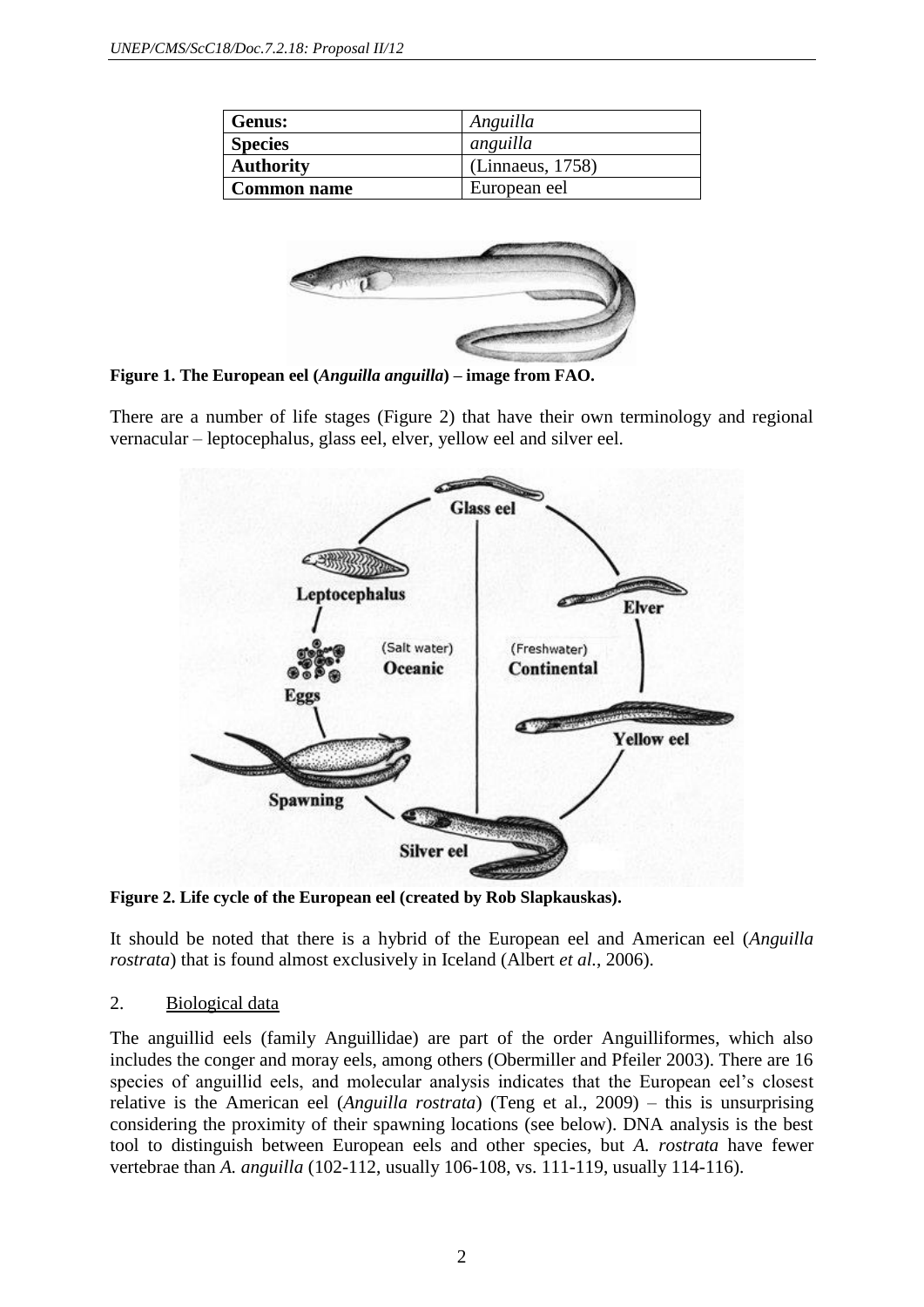| Genus: | *Anguilla* |
|---|---|
| **Species** | *anguilla* |
| **Authority** | (Linnaeus, 1758) |
| **Common name** | European eel |

**Figure 1. The European eel (*Anguilla anguilla*) – image from FAO.**

There are a number of life stages (Figure 2) that have their own terminology and regional vernacular – leptocephalus, glass eel, elver, yellow eel and silver eel.

**Figure 2. Life cycle of the European eel (created by Rob Slapkauskas).**

It should be noted that there is a hybrid of the European eel and American eel (*Anguilla rostrata*) that is found almost exclusively in Iceland (Albert *et al.*, 2006).

## 2. Biological data

The anguillid eels (family Anguillidae) are part of the order Anguilliformes, which also includes the conger and moray eels, among others (Obermiller and Pfeiler 2003). There are 16 species of anguillid eels, and molecular analysis indicates that the European eel's closest relative is the American eel (*Anguilla rostrata*) (Teng et al., 2009) – this is unsurprising considering the proximity of their spawning locations (see below). DNA analysis is the best tool to distinguish between European eels and other species, but *A. rostrata* have fewer vertebrae than *A. anguilla* (102-112, usually 106-108, vs. 111-119, usually 114-116).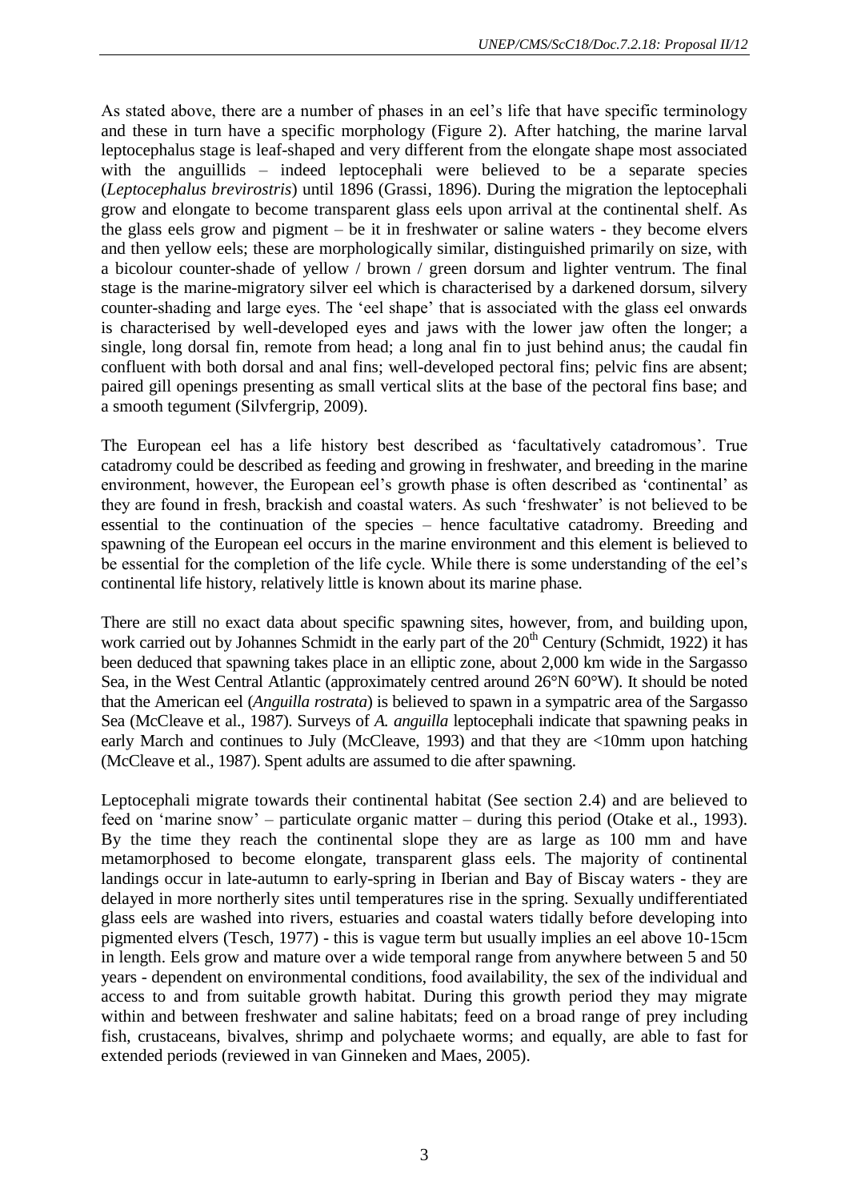As stated above, there are a number of phases in an eel's life that have specific terminology and these in turn have a specific morphology (Figure 2). After hatching, the marine larval leptocephalus stage is leaf-shaped and very different from the elongate shape most associated with the anguillids – indeed leptocephali were believed to be a separate species (*Leptocephalus brevirostris*) until 1896 (Grassi, 1896). During the migration the leptocephali grow and elongate to become transparent glass eels upon arrival at the continental shelf. As the glass eels grow and pigment – be it in freshwater or saline waters - they become elvers and then yellow eels; these are morphologically similar, distinguished primarily on size, with a bicolour counter-shade of yellow / brown / green dorsum and lighter ventrum. The final stage is the marine-migratory silver eel which is characterised by a darkened dorsum, silvery counter-shading and large eyes. The 'eel shape' that is associated with the glass eel onwards is characterised by well-developed eyes and jaws with the lower jaw often the longer; a single, long dorsal fin, remote from head; a long anal fin to just behind anus; the caudal fin confluent with both dorsal and anal fins; well-developed pectoral fins; pelvic fins are absent; paired gill openings presenting as small vertical slits at the base of the pectoral fins base; and a smooth tegument (Silvfergrip, 2009).

The European eel has a life history best described as 'facultatively catadromous'. True catadromy could be described as feeding and growing in freshwater, and breeding in the marine environment, however, the European eel's growth phase is often described as 'continental' as they are found in fresh, brackish and coastal waters. As such 'freshwater' is not believed to be essential to the continuation of the species – hence facultative catadromy. Breeding and spawning of the European eel occurs in the marine environment and this element is believed to be essential for the completion of the life cycle. While there is some understanding of the eel's continental life history, relatively little is known about its marine phase.

There are still no exact data about specific spawning sites, however, from, and building upon, work carried out by Johannes Schmidt in the early part of the 20th Century (Schmidt, 1922) it has been deduced that spawning takes place in an elliptic zone, about 2,000 km wide in the Sargasso Sea, in the West Central Atlantic (approximately centred around 26°N 60°W). It should be noted that the American eel (*Anguilla rostrata*) is believed to spawn in a sympatric area of the Sargasso Sea (McCleave et al., 1987). Surveys of *A. anguilla* leptocephali indicate that spawning peaks in early March and continues to July (McCleave, 1993) and that they are <10mm upon hatching (McCleave et al., 1987). Spent adults are assumed to die after spawning.

Leptocephali migrate towards their continental habitat (See section 2.4) and are believed to feed on 'marine snow' – particulate organic matter – during this period (Otake et al., 1993). By the time they reach the continental slope they are as large as 100 mm and have metamorphosed to become elongate, transparent glass eels. The majority of continental landings occur in late-autumn to early-spring in Iberian and Bay of Biscay waters - they are delayed in more northerly sites until temperatures rise in the spring. Sexually undifferentiated glass eels are washed into rivers, estuaries and coastal waters tidally before developing into pigmented elvers (Tesch, 1977) - this is vague term but usually implies an eel above 10-15cm in length. Eels grow and mature over a wide temporal range from anywhere between 5 and 50 years - dependent on environmental conditions, food availability, the sex of the individual and access to and from suitable growth habitat. During this growth period they may migrate within and between freshwater and saline habitats; feed on a broad range of prey including fish, crustaceans, bivalves, shrimp and polychaete worms; and equally, are able to fast for extended periods (reviewed in van Ginneken and Maes, 2005).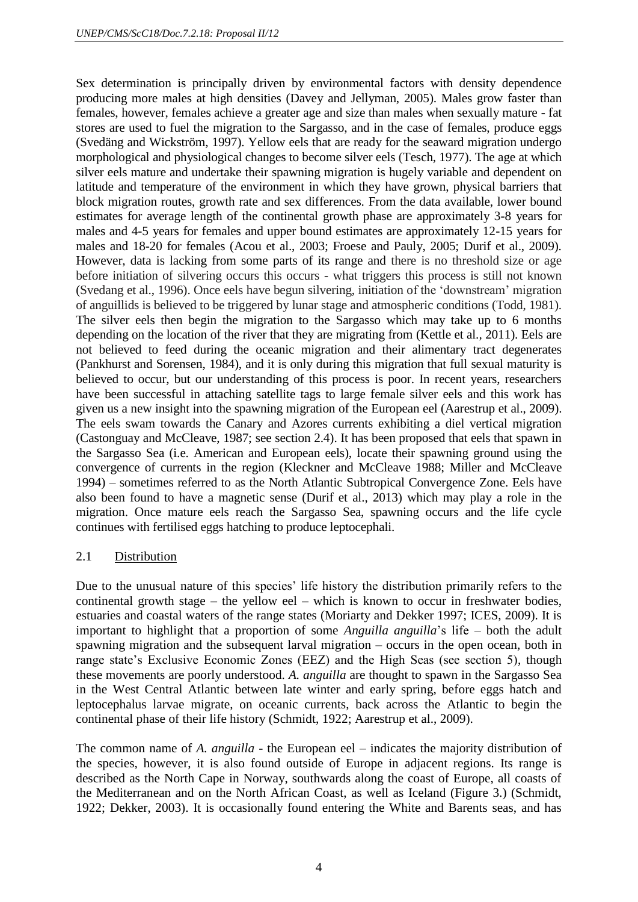Sex determination is principally driven by environmental factors with density dependence producing more males at high densities (Davey and Jellyman, 2005). Males grow faster than females, however, females achieve a greater age and size than males when sexually mature - fat stores are used to fuel the migration to the Sargasso, and in the case of females, produce eggs (Svedäng and Wickström, 1997). Yellow eels that are ready for the seaward migration undergo morphological and physiological changes to become silver eels (Tesch, 1977). The age at which silver eels mature and undertake their spawning migration is hugely variable and dependent on latitude and temperature of the environment in which they have grown, physical barriers that block migration routes, growth rate and sex differences. From the data available, lower bound estimates for average length of the continental growth phase are approximately 3-8 years for males and 4-5 years for females and upper bound estimates are approximately 12-15 years for males and 18-20 for females (Acou et al., 2003; Froese and Pauly, 2005; Durif et al., 2009). However, data is lacking from some parts of its range and there is no threshold size or age before initiation of silvering occurs this occurs - what triggers this process is still not known (Svedang et al., 1996). Once eels have begun silvering, initiation of the 'downstream' migration of anguillids is believed to be triggered by lunar stage and atmospheric conditions (Todd, 1981). The silver eels then begin the migration to the Sargasso which may take up to 6 months depending on the location of the river that they are migrating from (Kettle et al., 2011). Eels are not believed to feed during the oceanic migration and their alimentary tract degenerates (Pankhurst and Sorensen, 1984), and it is only during this migration that full sexual maturity is believed to occur, but our understanding of this process is poor. In recent years, researchers have been successful in attaching satellite tags to large female silver eels and this work has given us a new insight into the spawning migration of the European eel (Aarestrup et al., 2009). The eels swam towards the Canary and Azores currents exhibiting a diel vertical migration (Castonguay and McCleave, 1987; see section 2.4). It has been proposed that eels that spawn in the Sargasso Sea (i.e. American and European eels), locate their spawning ground using the convergence of currents in the region (Kleckner and McCleave 1988; Miller and McCleave 1994) – sometimes referred to as the North Atlantic Subtropical Convergence Zone. Eels have also been found to have a magnetic sense (Durif et al., 2013) which may play a role in the migration. Once mature eels reach the Sargasso Sea, spawning occurs and the life cycle continues with fertilised eggs hatching to produce leptocephali.

## 2.1 Distribution

Due to the unusual nature of this species' life history the distribution primarily refers to the continental growth stage – the yellow eel – which is known to occur in freshwater bodies, estuaries and coastal waters of the range states (Moriarty and Dekker 1997; ICES, 2009). It is important to highlight that a proportion of some *Anguilla anguilla*'s life – both the adult spawning migration and the subsequent larval migration – occurs in the open ocean, both in range state's Exclusive Economic Zones (EEZ) and the High Seas (see section 5), though these movements are poorly understood. *A. anguilla* are thought to spawn in the Sargasso Sea in the West Central Atlantic between late winter and early spring, before eggs hatch and leptocephalus larvae migrate, on oceanic currents, back across the Atlantic to begin the continental phase of their life history (Schmidt, 1922; Aarestrup et al., 2009).

The common name of *A. anguilla* - the European eel – indicates the majority distribution of the species, however, it is also found outside of Europe in adjacent regions. Its range is described as the North Cape in Norway, southwards along the coast of Europe, all coasts of the Mediterranean and on the North African Coast, as well as Iceland (Figure 3.) (Schmidt, 1922; Dekker, 2003). It is occasionally found entering the White and Barents seas, and has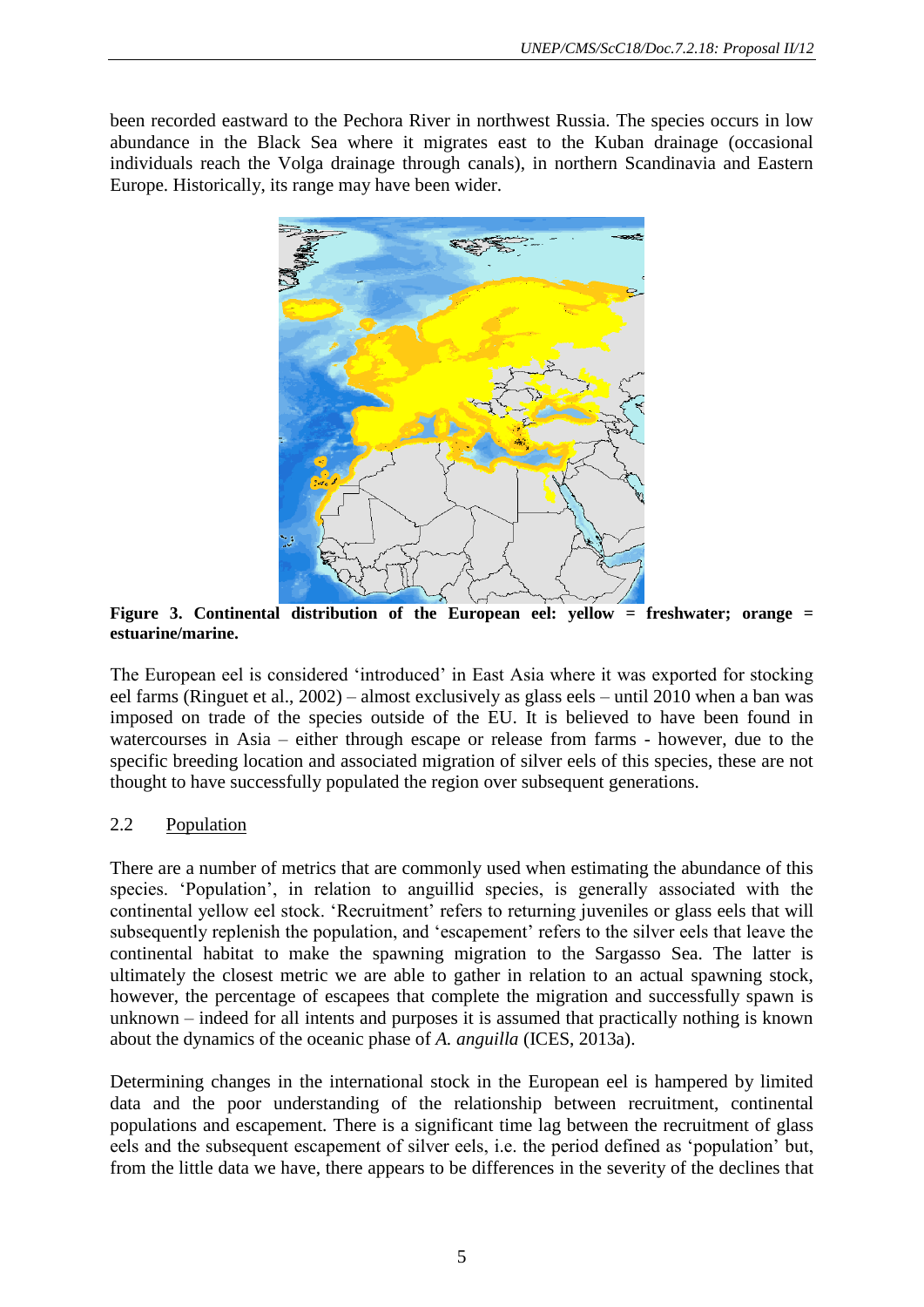been recorded eastward to the Pechora River in northwest Russia. The species occurs in low abundance in the Black Sea where it migrates east to the Kuban drainage (occasional individuals reach the Volga drainage through canals), in northern Scandinavia and Eastern Europe. Historically, its range may have been wider.

**Figure 3. Continental distribution of the European eel: yellow = freshwater; orange = estuarine/marine.**

The European eel is considered 'introduced' in East Asia where it was exported for stocking eel farms (Ringuet et al., 2002) – almost exclusively as glass eels – until 2010 when a ban was imposed on trade of the species outside of the EU. It is believed to have been found in watercourses in Asia – either through escape or release from farms - however, due to the specific breeding location and associated migration of silver eels of this species, these are not thought to have successfully populated the region over subsequent generations.

## 2.2 Population

There are a number of metrics that are commonly used when estimating the abundance of this species. 'Population', in relation to anguillid species, is generally associated with the continental yellow eel stock. 'Recruitment' refers to returning juveniles or glass eels that will subsequently replenish the population, and 'escapement' refers to the silver eels that leave the continental habitat to make the spawning migration to the Sargasso Sea. The latter is ultimately the closest metric we are able to gather in relation to an actual spawning stock, however, the percentage of escapees that complete the migration and successfully spawn is unknown – indeed for all intents and purposes it is assumed that practically nothing is known about the dynamics of the oceanic phase of *A. anguilla* (ICES, 2013a).

Determining changes in the international stock in the European eel is hampered by limited data and the poor understanding of the relationship between recruitment, continental populations and escapement. There is a significant time lag between the recruitment of glass eels and the subsequent escapement of silver eels, i.e. the period defined as 'population' but, from the little data we have, there appears to be differences in the severity of the declines that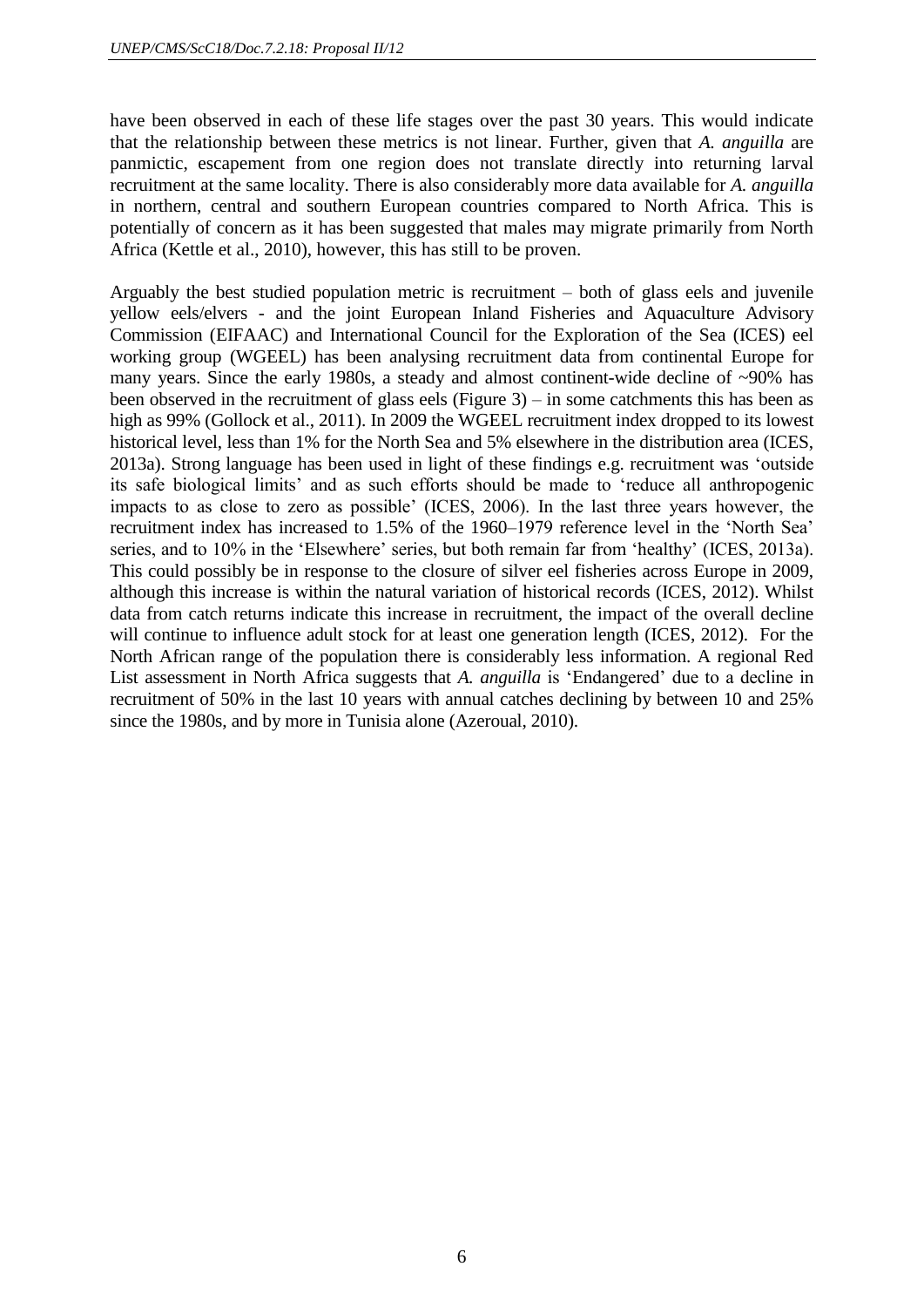have been observed in each of these life stages over the past 30 years. This would indicate that the relationship between these metrics is not linear. Further, given that *A. anguilla* are panmictic, escapement from one region does not translate directly into returning larval recruitment at the same locality. There is also considerably more data available for *A. anguilla* in northern, central and southern European countries compared to North Africa. This is potentially of concern as it has been suggested that males may migrate primarily from North Africa (Kettle et al., 2010), however, this has still to be proven.

Arguably the best studied population metric is recruitment – both of glass eels and juvenile yellow eels/elvers - and the joint European Inland Fisheries and Aquaculture Advisory Commission (EIFAAC) and International Council for the Exploration of the Sea (ICES) eel working group (WGEEL) has been analysing recruitment data from continental Europe for many years. Since the early 1980s, a steady and almost continent-wide decline of ~90% has been observed in the recruitment of glass eels (Figure 3) – in some catchments this has been as high as 99% (Gollock et al., 2011). In 2009 the WGEEL recruitment index dropped to its lowest historical level, less than 1% for the North Sea and 5% elsewhere in the distribution area (ICES, 2013a). Strong language has been used in light of these findings e.g. recruitment was 'outside its safe biological limits' and as such efforts should be made to 'reduce all anthropogenic impacts to as close to zero as possible' (ICES, 2006). In the last three years however, the recruitment index has increased to 1.5% of the 1960–1979 reference level in the 'North Sea' series, and to 10% in the 'Elsewhere' series, but both remain far from 'healthy' (ICES, 2013a). This could possibly be in response to the closure of silver eel fisheries across Europe in 2009, although this increase is within the natural variation of historical records (ICES, 2012). Whilst data from catch returns indicate this increase in recruitment, the impact of the overall decline will continue to influence adult stock for at least one generation length (ICES, 2012). For the North African range of the population there is considerably less information. A regional Red List assessment in North Africa suggests that *A. anguilla* is 'Endangered' due to a decline in recruitment of 50% in the last 10 years with annual catches declining by between 10 and 25% since the 1980s, and by more in Tunisia alone (Azeroual, 2010).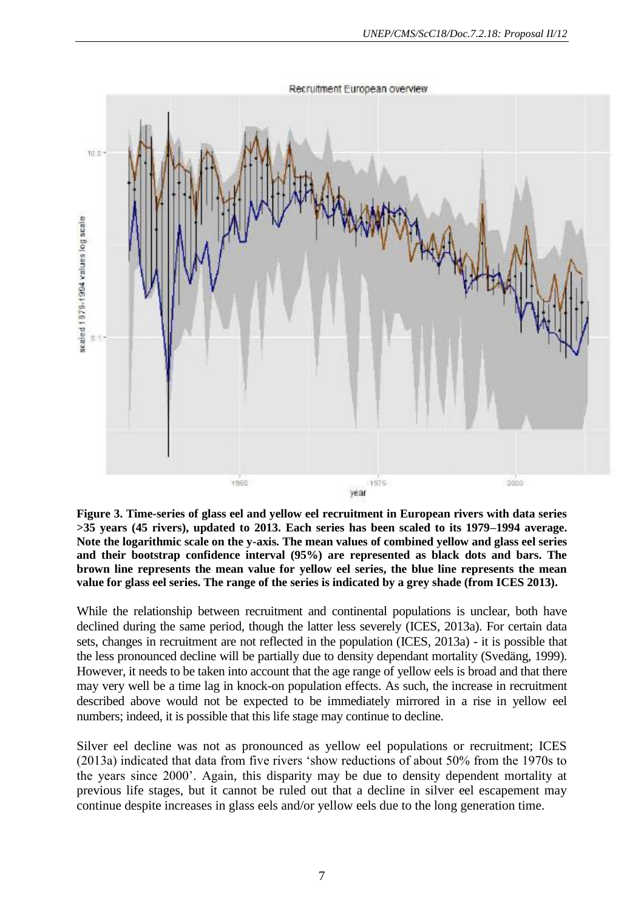**Figure 3. Time-series of glass eel and yellow eel recruitment in European rivers with data series >35 years (45 rivers), updated to 2013. Each series has been scaled to its 1979–1994 average. Note the logarithmic scale on the y-axis. The mean values of combined yellow and glass eel series and their bootstrap confidence interval (95%) are represented as black dots and bars. The brown line represents the mean value for yellow eel series, the blue line represents the mean value for glass eel series. The range of the series is indicated by a grey shade (from ICES 2013).**

While the relationship between recruitment and continental populations is unclear, both have declined during the same period, though the latter less severely (ICES, 2013a). For certain data sets, changes in recruitment are not reflected in the population (ICES, 2013a) - it is possible that the less pronounced decline will be partially due to density dependant mortality (Svedäng, 1999). However, it needs to be taken into account that the age range of yellow eels is broad and that there may very well be a time lag in knock-on population effects. As such, the increase in recruitment described above would not be expected to be immediately mirrored in a rise in yellow eel numbers; indeed, it is possible that this life stage may continue to decline.

Silver eel decline was not as pronounced as yellow eel populations or recruitment; ICES (2013a) indicated that data from five rivers 'show reductions of about 50% from the 1970s to the years since 2000'. Again, this disparity may be due to density dependent mortality at previous life stages, but it cannot be ruled out that a decline in silver eel escapement may continue despite increases in glass eels and/or yellow eels due to the long generation time.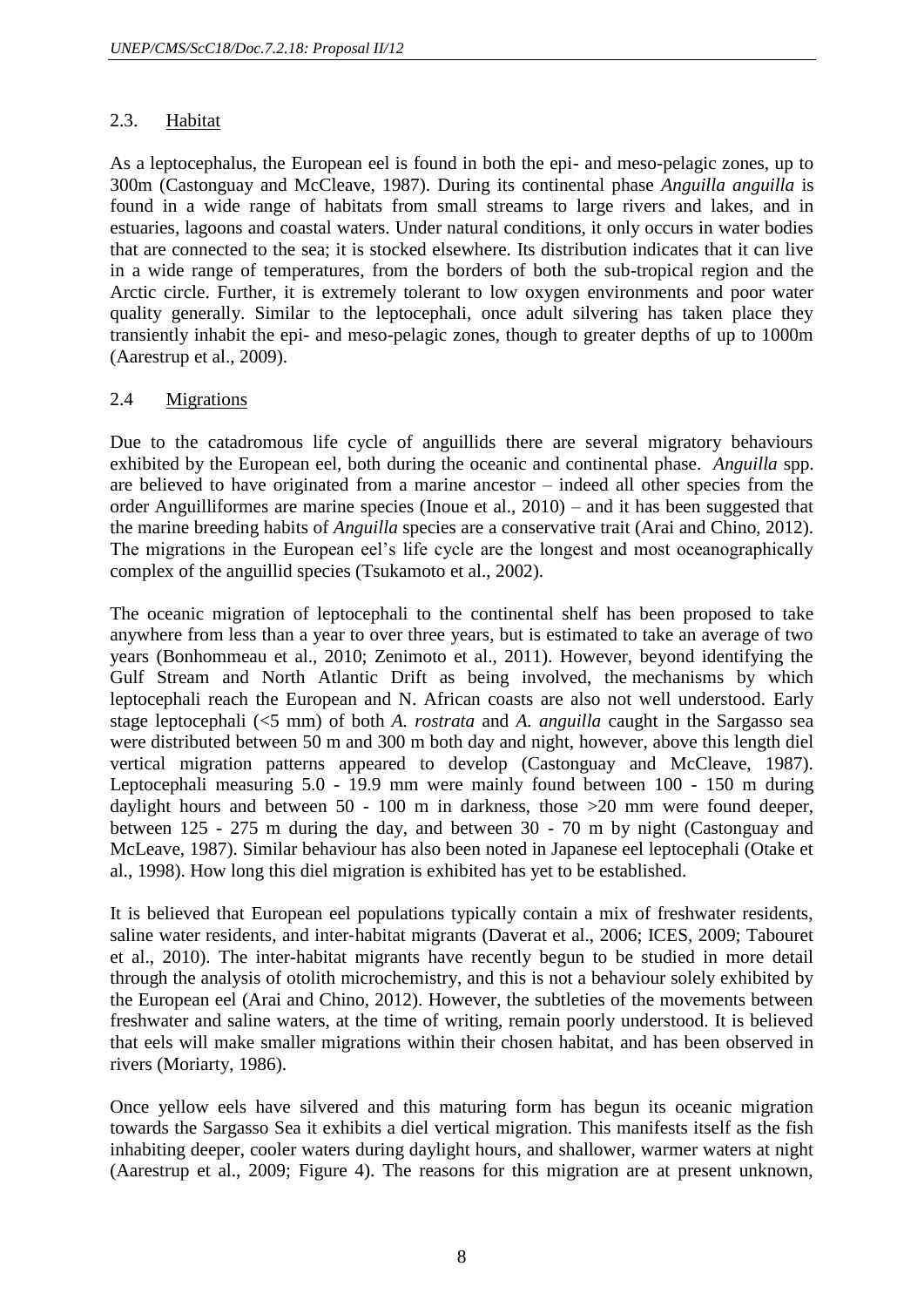## 2.3. Habitat

As a leptocephalus, the European eel is found in both the epi- and meso-pelagic zones, up to 300m (Castonguay and McCleave, 1987). During its continental phase *Anguilla anguilla* is found in a wide range of habitats from small streams to large rivers and lakes, and in estuaries, lagoons and coastal waters. Under natural conditions, it only occurs in water bodies that are connected to the sea; it is stocked elsewhere. Its distribution indicates that it can live in a wide range of temperatures, from the borders of both the sub-tropical region and the Arctic circle. Further, it is extremely tolerant to low oxygen environments and poor water quality generally. Similar to the leptocephali, once adult silvering has taken place they transiently inhabit the epi- and meso-pelagic zones, though to greater depths of up to 1000m (Aarestrup et al., 2009).

## 2.4 Migrations

Due to the catadromous life cycle of anguillids there are several migratory behaviours exhibited by the European eel, both during the oceanic and continental phase. *Anguilla* spp. are believed to have originated from a marine ancestor – indeed all other species from the order Anguilliformes are marine species (Inoue et al., 2010) – and it has been suggested that the marine breeding habits of *Anguilla* species are a conservative trait (Arai and Chino, 2012). The migrations in the European eel's life cycle are the longest and most oceanographically complex of the anguillid species (Tsukamoto et al., 2002).

The oceanic migration of leptocephali to the continental shelf has been proposed to take anywhere from less than a year to over three years, but is estimated to take an average of two years (Bonhommeau et al., 2010; Zenimoto et al., 2011). However, beyond identifying the Gulf Stream and North Atlantic Drift as being involved, the mechanisms by which leptocephali reach the European and N. African coasts are also not well understood. Early stage leptocephali (<5 mm) of both *A. rostrata* and *A. anguilla* caught in the Sargasso sea were distributed between 50 m and 300 m both day and night, however, above this length diel vertical migration patterns appeared to develop (Castonguay and McCleave, 1987). Leptocephali measuring 5.0 - 19.9 mm were mainly found between 100 - 150 m during daylight hours and between 50 - 100 m in darkness, those >20 mm were found deeper, between 125 - 275 m during the day, and between 30 - 70 m by night (Castonguay and McLeave, 1987). Similar behaviour has also been noted in Japanese eel leptocephali (Otake et al., 1998). How long this diel migration is exhibited has yet to be established.

It is believed that European eel populations typically contain a mix of freshwater residents, saline water residents, and inter-habitat migrants (Daverat et al., 2006; ICES, 2009; Tabouret et al., 2010). The inter-habitat migrants have recently begun to be studied in more detail through the analysis of otolith microchemistry, and this is not a behaviour solely exhibited by the European eel (Arai and Chino, 2012). However, the subtleties of the movements between freshwater and saline waters, at the time of writing, remain poorly understood. It is believed that eels will make smaller migrations within their chosen habitat, and has been observed in rivers (Moriarty, 1986).

Once yellow eels have silvered and this maturing form has begun its oceanic migration towards the Sargasso Sea it exhibits a diel vertical migration. This manifests itself as the fish inhabiting deeper, cooler waters during daylight hours, and shallower, warmer waters at night (Aarestrup et al., 2009; Figure 4). The reasons for this migration are at present unknown,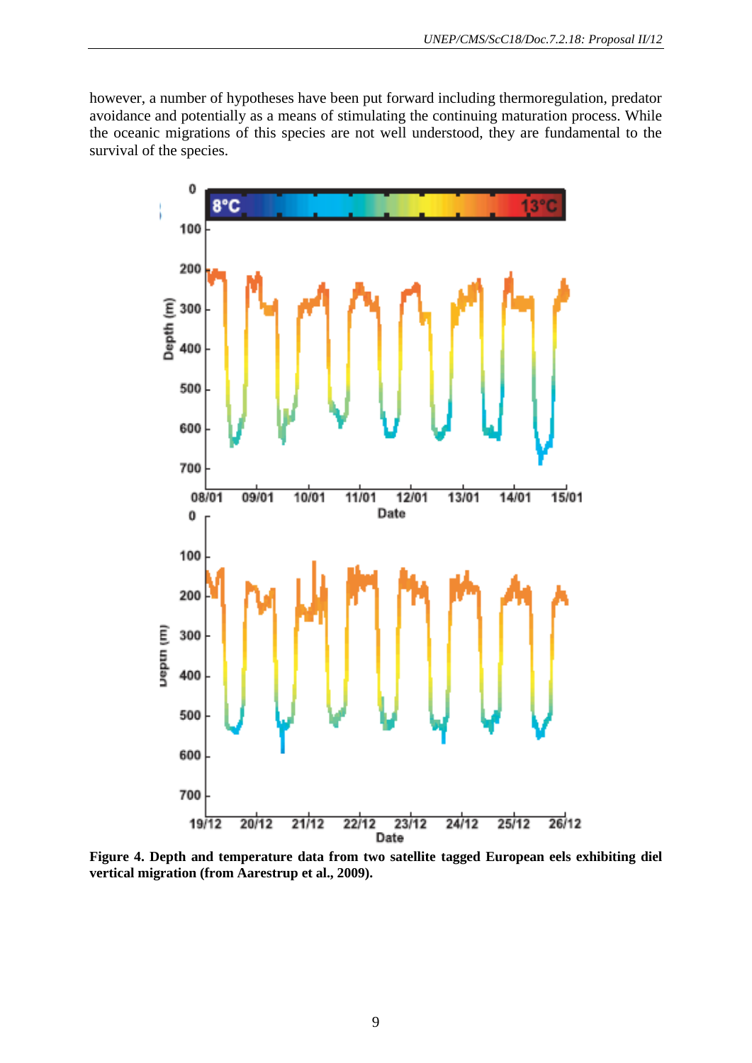however, a number of hypotheses have been put forward including thermoregulation, predator avoidance and potentially as a means of stimulating the continuing maturation process. While the oceanic migrations of this species are not well understood, they are fundamental to the survival of the species.

**Figure 4. Depth and temperature data from two satellite tagged European eels exhibiting diel vertical migration (from Aarestrup et al., 2009).**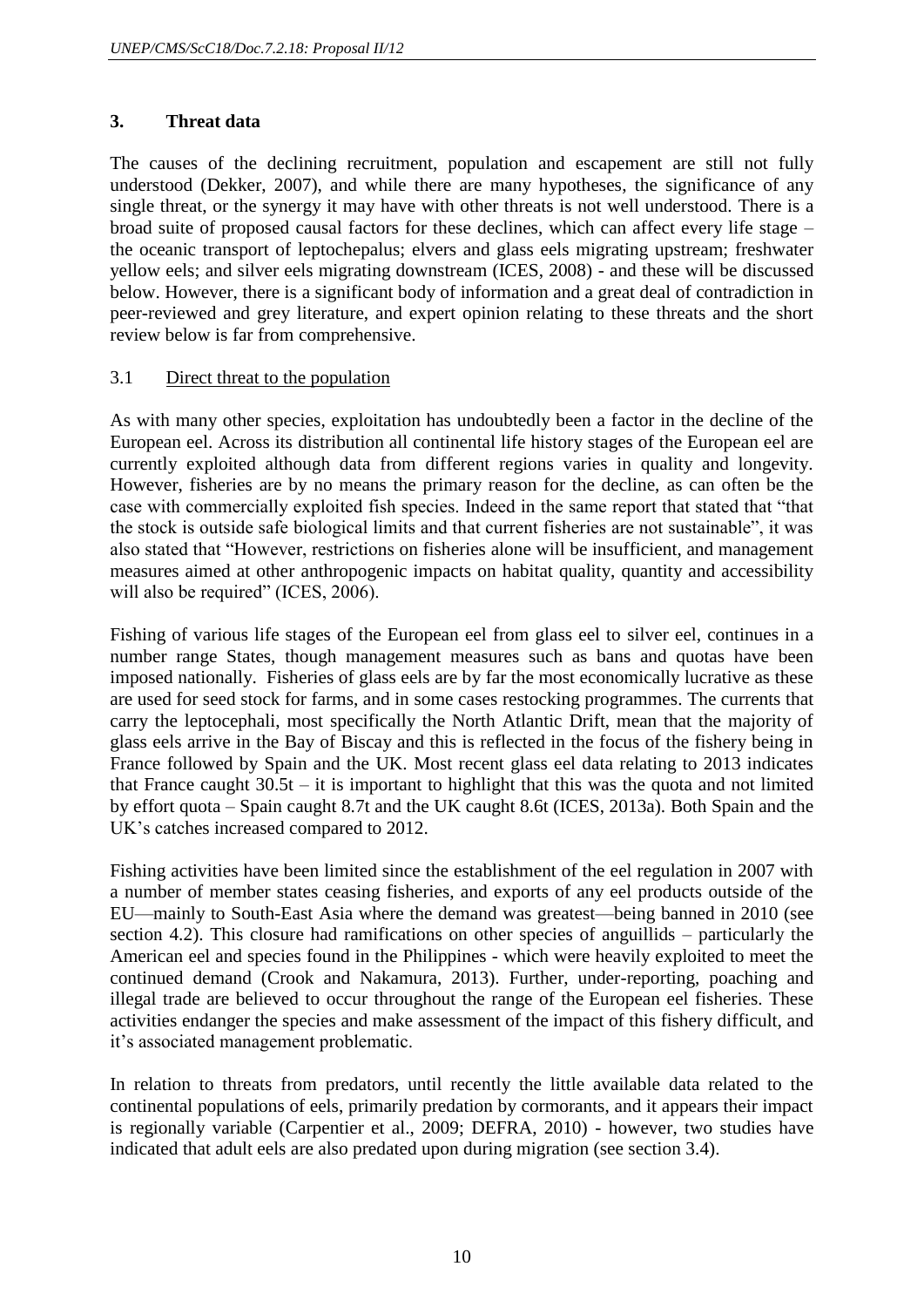## 3. Threat data

The causes of the declining recruitment, population and escapement are still not fully understood (Dekker, 2007), and while there are many hypotheses, the significance of any single threat, or the synergy it may have with other threats is not well understood. There is a broad suite of proposed causal factors for these declines, which can affect every life stage – the oceanic transport of leptochepalus; elvers and glass eels migrating upstream; freshwater yellow eels; and silver eels migrating downstream (ICES, 2008) - and these will be discussed below. However, there is a significant body of information and a great deal of contradiction in peer-reviewed and grey literature, and expert opinion relating to these threats and the short review below is far from comprehensive.

### 3.1 Direct threat to the population

As with many other species, exploitation has undoubtedly been a factor in the decline of the European eel. Across its distribution all continental life history stages of the European eel are currently exploited although data from different regions varies in quality and longevity. However, fisheries are by no means the primary reason for the decline, as can often be the case with commercially exploited fish species. Indeed in the same report that stated that "that the stock is outside safe biological limits and that current fisheries are not sustainable", it was also stated that "However, restrictions on fisheries alone will be insufficient, and management measures aimed at other anthropogenic impacts on habitat quality, quantity and accessibility will also be required" (ICES, 2006).

Fishing of various life stages of the European eel from glass eel to silver eel, continues in a number range States, though management measures such as bans and quotas have been imposed nationally. Fisheries of glass eels are by far the most economically lucrative as these are used for seed stock for farms, and in some cases restocking programmes. The currents that carry the leptocephali, most specifically the North Atlantic Drift, mean that the majority of glass eels arrive in the Bay of Biscay and this is reflected in the focus of the fishery being in France followed by Spain and the UK. Most recent glass eel data relating to 2013 indicates that France caught 30.5t – it is important to highlight that this was the quota and not limited by effort quota – Spain caught 8.7t and the UK caught 8.6t (ICES, 2013a). Both Spain and the UK's catches increased compared to 2012.

Fishing activities have been limited since the establishment of the eel regulation in 2007 with a number of member states ceasing fisheries, and exports of any eel products outside of the EU—mainly to South-East Asia where the demand was greatest—being banned in 2010 (see section 4.2). This closure had ramifications on other species of anguillids – particularly the American eel and species found in the Philippines - which were heavily exploited to meet the continued demand (Crook and Nakamura, 2013). Further, under-reporting, poaching and illegal trade are believed to occur throughout the range of the European eel fisheries. These activities endanger the species and make assessment of the impact of this fishery difficult, and it's associated management problematic.

In relation to threats from predators, until recently the little available data related to the continental populations of eels, primarily predation by cormorants, and it appears their impact is regionally variable (Carpentier et al., 2009; DEFRA, 2010) - however, two studies have indicated that adult eels are also predated upon during migration (see section 3.4).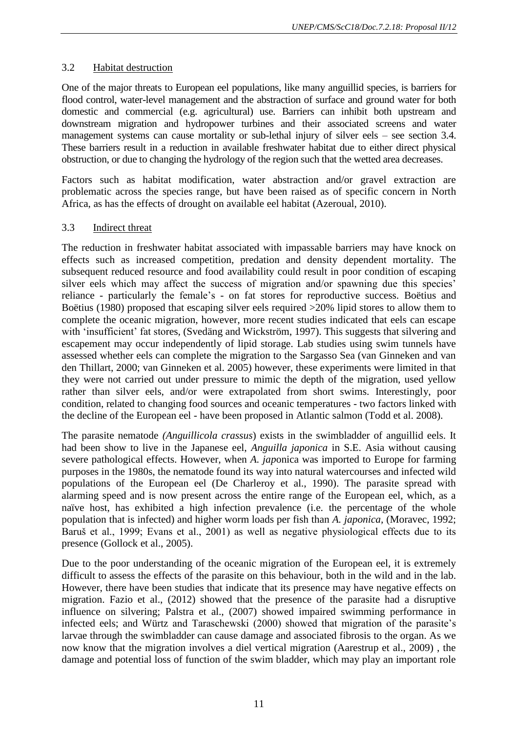### 3.2 Habitat destruction

One of the major threats to European eel populations, like many anguillid species, is barriers for flood control, water-level management and the abstraction of surface and ground water for both domestic and commercial (e.g. agricultural) use. Barriers can inhibit both upstream and downstream migration and hydropower turbines and their associated screens and water management systems can cause mortality or sub-lethal injury of silver eels – see section 3.4. These barriers result in a reduction in available freshwater habitat due to either direct physical obstruction, or due to changing the hydrology of the region such that the wetted area decreases.

Factors such as habitat modification, water abstraction and/or gravel extraction are problematic across the species range, but have been raised as of specific concern in North Africa, as has the effects of drought on available eel habitat (Azeroual, 2010).

### 3.3 Indirect threat

The reduction in freshwater habitat associated with impassable barriers may have knock on effects such as increased competition, predation and density dependent mortality. The subsequent reduced resource and food availability could result in poor condition of escaping silver eels which may affect the success of migration and/or spawning due this species' reliance - particularly the female's - on fat stores for reproductive success. Boëtius and Boëtius (1980) proposed that escaping silver eels required >20% lipid stores to allow them to complete the oceanic migration, however, more recent studies indicated that eels can escape with 'insufficient' fat stores, (Svedäng and Wickström, 1997). This suggests that silvering and escapement may occur independently of lipid storage. Lab studies using swim tunnels have assessed whether eels can complete the migration to the Sargasso Sea (van Ginneken and van den Thillart, 2000; van Ginneken et al. 2005) however, these experiments were limited in that they were not carried out under pressure to mimic the depth of the migration, used yellow rather than silver eels, and/or were extrapolated from short swims. Interestingly, poor condition, related to changing food sources and oceanic temperatures - two factors linked with the decline of the European eel - have been proposed in Atlantic salmon (Todd et al. 2008).

The parasite nematode *(Anguillicola crassus*) exists in the swimbladder of anguillid eels. It had been show to live in the Japanese eel, *Anguilla japonica* in S.E. Asia without causing severe pathological effects. However, when *A. japonica* was imported to Europe for farming purposes in the 1980s, the nematode found its way into natural watercourses and infected wild populations of the European eel (De Charleroy et al., 1990). The parasite spread with alarming speed and is now present across the entire range of the European eel, which, as a naïve host, has exhibited a high infection prevalence (i.e. the percentage of the whole population that is infected) and higher worm loads per fish than *A. japonica,* (Moravec, 1992; Baruš et al., 1999; Evans et al., 2001) as well as negative physiological effects due to its presence (Gollock et al., 2005).

Due to the poor understanding of the oceanic migration of the European eel, it is extremely difficult to assess the effects of the parasite on this behaviour, both in the wild and in the lab. However, there have been studies that indicate that its presence may have negative effects on migration. Fazio et al., (2012) showed that the presence of the parasite had a disruptive influence on silvering; Palstra et al., (2007) showed impaired swimming performance in infected eels; and Würtz and Taraschewski (2000) showed that migration of the parasite's larvae through the swimbladder can cause damage and associated fibrosis to the organ. As we now know that the migration involves a diel vertical migration (Aarestrup et al., 2009) , the damage and potential loss of function of the swim bladder, which may play an important role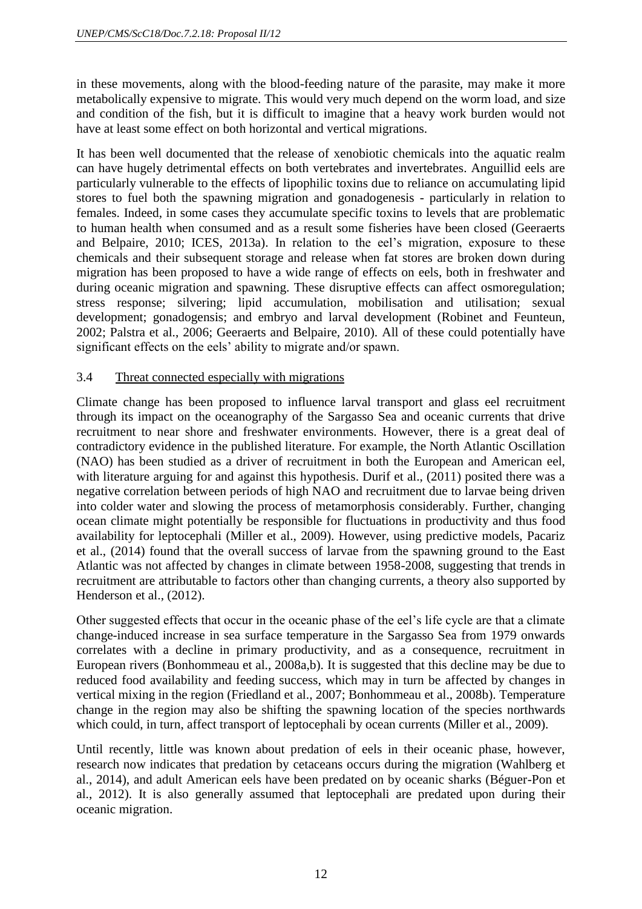in these movements, along with the blood-feeding nature of the parasite, may make it more metabolically expensive to migrate. This would very much depend on the worm load, and size and condition of the fish, but it is difficult to imagine that a heavy work burden would not have at least some effect on both horizontal and vertical migrations.

It has been well documented that the release of xenobiotic chemicals into the aquatic realm can have hugely detrimental effects on both vertebrates and invertebrates. Anguillid eels are particularly vulnerable to the effects of lipophilic toxins due to reliance on accumulating lipid stores to fuel both the spawning migration and gonadogenesis - particularly in relation to females. Indeed, in some cases they accumulate specific toxins to levels that are problematic to human health when consumed and as a result some fisheries have been closed (Geeraerts and Belpaire, 2010; ICES, 2013a). In relation to the eel's migration, exposure to these chemicals and their subsequent storage and release when fat stores are broken down during migration has been proposed to have a wide range of effects on eels, both in freshwater and during oceanic migration and spawning. These disruptive effects can affect osmoregulation; stress response; silvering; lipid accumulation, mobilisation and utilisation; sexual development; gonadogensis; and embryo and larval development (Robinet and Feunteun, 2002; Palstra et al., 2006; Geeraerts and Belpaire, 2010). All of these could potentially have significant effects on the eels' ability to migrate and/or spawn.

### 3.4 Threat connected especially with migrations

Climate change has been proposed to influence larval transport and glass eel recruitment through its impact on the oceanography of the Sargasso Sea and oceanic currents that drive recruitment to near shore and freshwater environments. However, there is a great deal of contradictory evidence in the published literature. For example, the North Atlantic Oscillation (NAO) has been studied as a driver of recruitment in both the European and American eel, with literature arguing for and against this hypothesis. Durif et al., (2011) posited there was a negative correlation between periods of high NAO and recruitment due to larvae being driven into colder water and slowing the process of metamorphosis considerably. Further, changing ocean climate might potentially be responsible for fluctuations in productivity and thus food availability for leptocephali (Miller et al., 2009). However, using predictive models, Pacariz et al., (2014) found that the overall success of larvae from the spawning ground to the East Atlantic was not affected by changes in climate between 1958-2008, suggesting that trends in recruitment are attributable to factors other than changing currents, a theory also supported by Henderson et al., (2012).

Other suggested effects that occur in the oceanic phase of the eel's life cycle are that a climate change-induced increase in sea surface temperature in the Sargasso Sea from 1979 onwards correlates with a decline in primary productivity, and as a consequence, recruitment in European rivers (Bonhommeau et al., 2008a,b). It is suggested that this decline may be due to reduced food availability and feeding success, which may in turn be affected by changes in vertical mixing in the region (Friedland et al., 2007; Bonhommeau et al., 2008b). Temperature change in the region may also be shifting the spawning location of the species northwards which could, in turn, affect transport of leptocephali by ocean currents (Miller et al., 2009).

Until recently, little was known about predation of eels in their oceanic phase, however, research now indicates that predation by cetaceans occurs during the migration (Wahlberg et al., 2014), and adult American eels have been predated on by oceanic sharks (Béguer-Pon et al., 2012). It is also generally assumed that leptocephali are predated upon during their oceanic migration.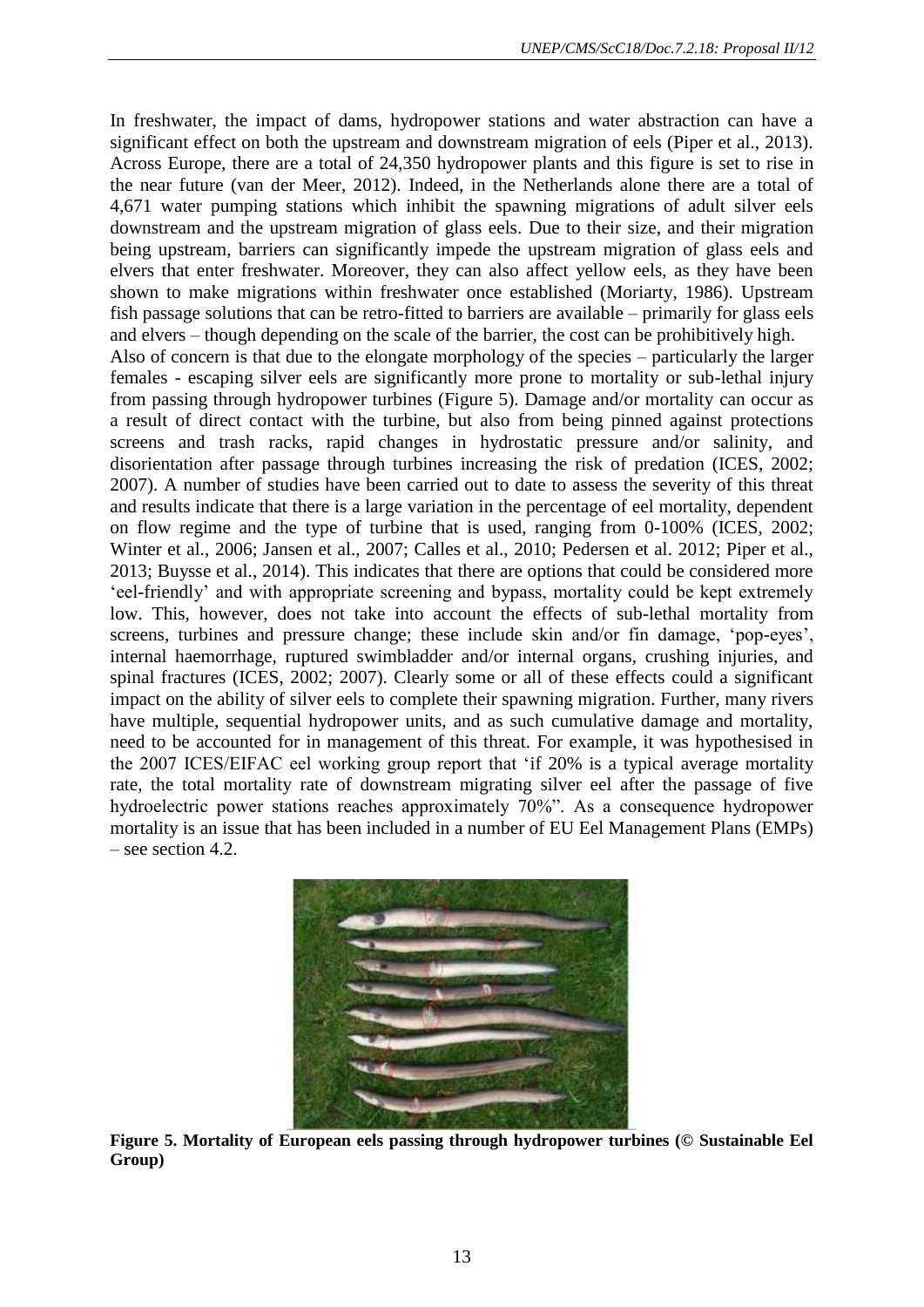In freshwater, the impact of dams, hydropower stations and water abstraction can have a significant effect on both the upstream and downstream migration of eels (Piper et al., 2013). Across Europe, there are a total of 24,350 hydropower plants and this figure is set to rise in the near future (van der Meer, 2012). Indeed, in the Netherlands alone there are a total of 4,671 water pumping stations which inhibit the spawning migrations of adult silver eels downstream and the upstream migration of glass eels. Due to their size, and their migration being upstream, barriers can significantly impede the upstream migration of glass eels and elvers that enter freshwater. Moreover, they can also affect yellow eels, as they have been shown to make migrations within freshwater once established (Moriarty, 1986). Upstream fish passage solutions that can be retro-fitted to barriers are available – primarily for glass eels and elvers – though depending on the scale of the barrier, the cost can be prohibitively high.

Also of concern is that due to the elongate morphology of the species – particularly the larger females - escaping silver eels are significantly more prone to mortality or sub-lethal injury from passing through hydropower turbines (Figure 5). Damage and/or mortality can occur as a result of direct contact with the turbine, but also from being pinned against protections screens and trash racks, rapid changes in hydrostatic pressure and/or salinity, and disorientation after passage through turbines increasing the risk of predation (ICES, 2002; 2007). A number of studies have been carried out to date to assess the severity of this threat and results indicate that there is a large variation in the percentage of eel mortality, dependent on flow regime and the type of turbine that is used, ranging from 0-100% (ICES, 2002; Winter et al., 2006; Jansen et al., 2007; Calles et al., 2010; Pedersen et al. 2012; Piper et al., 2013; Buysse et al., 2014). This indicates that there are options that could be considered more 'eel-friendly' and with appropriate screening and bypass, mortality could be kept extremely low. This, however, does not take into account the effects of sub-lethal mortality from screens, turbines and pressure change; these include skin and/or fin damage, 'pop-eyes', internal haemorrhage, ruptured swimbladder and/or internal organs, crushing injuries, and spinal fractures (ICES, 2002; 2007). Clearly some or all of these effects could a significant impact on the ability of silver eels to complete their spawning migration. Further, many rivers have multiple, sequential hydropower units, and as such cumulative damage and mortality, need to be accounted for in management of this threat. For example, it was hypothesised in the 2007 ICES/EIFAC eel working group report that 'if 20% is a typical average mortality rate, the total mortality rate of downstream migrating silver eel after the passage of five hydroelectric power stations reaches approximately 70%". As a consequence hydropower mortality is an issue that has been included in a number of EU Eel Management Plans (EMPs) – see section 4.2.

**Figure 5. Mortality of European eels passing through hydropower turbines (© Sustainable Eel Group)**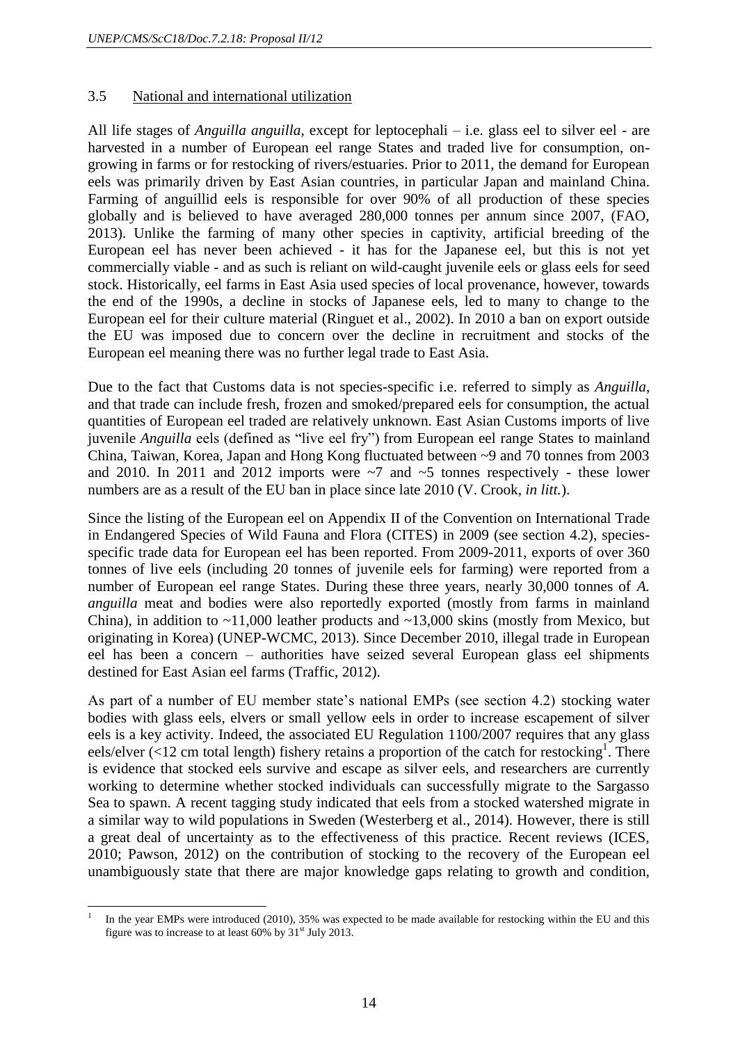## 3.5 National and international utilization

All life stages of *Anguilla anguilla*, except for leptocephali – i.e. glass eel to silver eel - are harvested in a number of European eel range States and traded live for consumption, on-growing in farms or for restocking of rivers/estuaries. Prior to 2011, the demand for European eels was primarily driven by East Asian countries, in particular Japan and mainland China. Farming of anguillid eels is responsible for over 90% of all production of these species globally and is believed to have averaged 280,000 tonnes per annum since 2007, (FAO, 2013). Unlike the farming of many other species in captivity, artificial breeding of the European eel has never been achieved - it has for the Japanese eel, but this is not yet commercially viable - and as such is reliant on wild-caught juvenile eels or glass eels for seed stock. Historically, eel farms in East Asia used species of local provenance, however, towards the end of the 1990s, a decline in stocks of Japanese eels, led to many to change to the European eel for their culture material (Ringuet et al., 2002). In 2010 a ban on export outside the EU was imposed due to concern over the decline in recruitment and stocks of the European eel meaning there was no further legal trade to East Asia.

Due to the fact that Customs data is not species-specific i.e. referred to simply as *Anguilla*, and that trade can include fresh, frozen and smoked/prepared eels for consumption, the actual quantities of European eel traded are relatively unknown. East Asian Customs imports of live juvenile *Anguilla* eels (defined as "live eel fry") from European eel range States to mainland China, Taiwan, Korea, Japan and Hong Kong fluctuated between ~9 and 70 tonnes from 2003 and 2010. In 2011 and 2012 imports were ~7 and ~5 tonnes respectively - these lower numbers are as a result of the EU ban in place since late 2010 (V. Crook, *in litt.*).

Since the listing of the European eel on Appendix II of the Convention on International Trade in Endangered Species of Wild Fauna and Flora (CITES) in 2009 (see section 4.2), species-specific trade data for European eel has been reported. From 2009-2011, exports of over 360 tonnes of live eels (including 20 tonnes of juvenile eels for farming) were reported from a number of European eel range States. During these three years, nearly 30,000 tonnes of *A. anguilla* meat and bodies were also reportedly exported (mostly from farms in mainland China), in addition to ~11,000 leather products and ~13,000 skins (mostly from Mexico, but originating in Korea) (UNEP-WCMC, 2013). Since December 2010, illegal trade in European eel has been a concern – authorities have seized several European glass eel shipments destined for East Asian eel farms (Traffic, 2012).

As part of a number of EU member state's national EMPs (see section 4.2) stocking water bodies with glass eels, elvers or small yellow eels in order to increase escapement of silver eels is a key activity. Indeed, the associated EU Regulation 1100/2007 requires that any glass eels/elver (<12 cm total length) fishery retains a proportion of the catch for restocking[1]. There is evidence that stocked eels survive and escape as silver eels, and researchers are currently working to determine whether stocked individuals can successfully migrate to the Sargasso Sea to spawn. A recent tagging study indicated that eels from a stocked watershed migrate in a similar way to wild populations in Sweden (Westerberg et al., 2014). However, there is still a great deal of uncertainty as to the effectiveness of this practice. Recent reviews (ICES, 2010; Pawson, 2012) on the contribution of stocking to the recovery of the European eel unambiguously state that there are major knowledge gaps relating to growth and condition,

[1] In the year EMPs were introduced (2010), 35% was expected to be made available for restocking within the EU and this figure was to increase to at least 60% by 31st July 2013.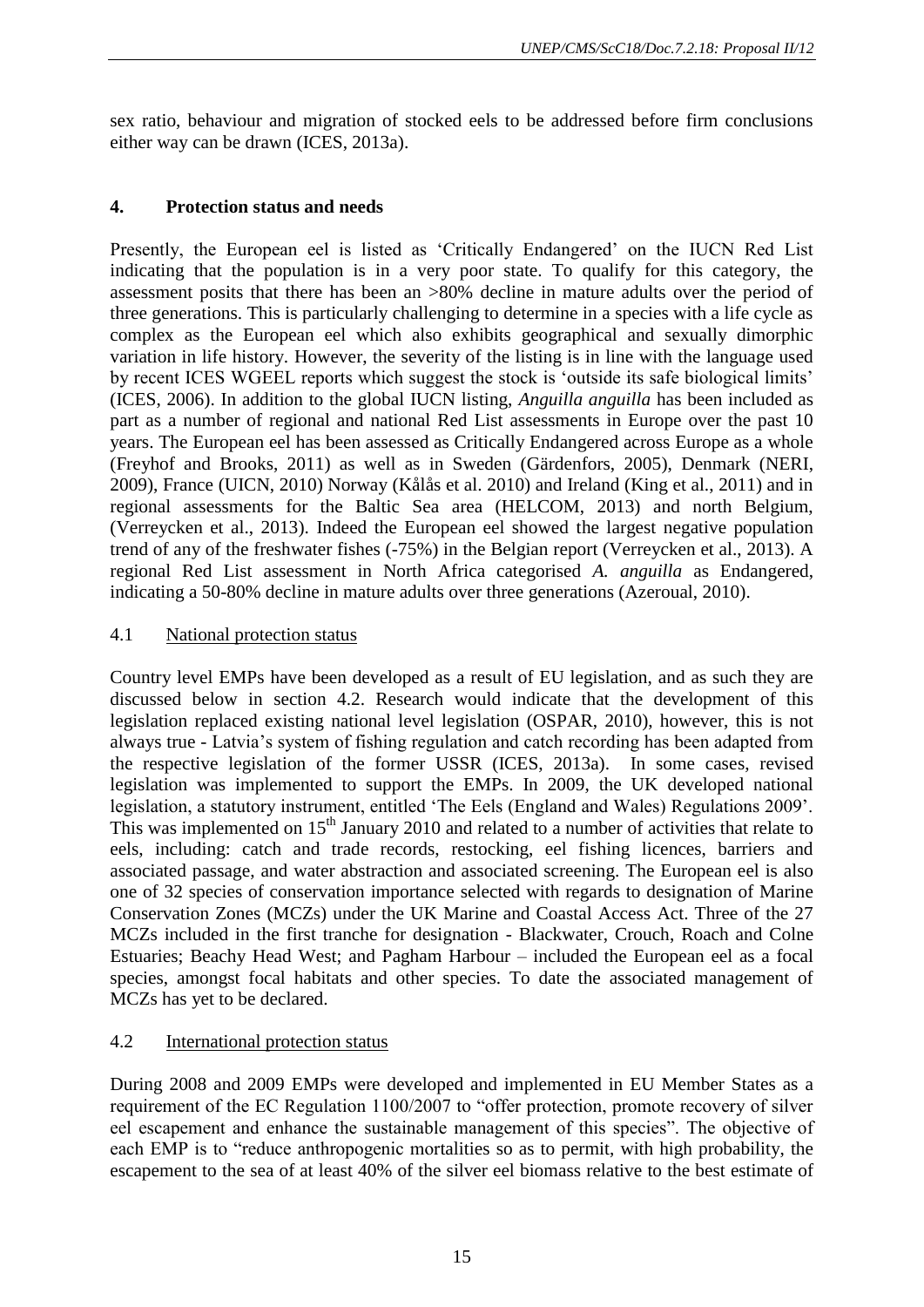sex ratio, behaviour and migration of stocked eels to be addressed before firm conclusions either way can be drawn (ICES, 2013a).

## 4. Protection status and needs

Presently, the European eel is listed as 'Critically Endangered' on the IUCN Red List indicating that the population is in a very poor state. To qualify for this category, the assessment posits that there has been an >80% decline in mature adults over the period of three generations. This is particularly challenging to determine in a species with a life cycle as complex as the European eel which also exhibits geographical and sexually dimorphic variation in life history. However, the severity of the listing is in line with the language used by recent ICES WGEEL reports which suggest the stock is 'outside its safe biological limits' (ICES, 2006). In addition to the global IUCN listing, *Anguilla anguilla* has been included as part as a number of regional and national Red List assessments in Europe over the past 10 years. The European eel has been assessed as Critically Endangered across Europe as a whole (Freyhof and Brooks, 2011) as well as in Sweden (Gärdenfors, 2005), Denmark (NERI, 2009), France (UICN, 2010) Norway (Kålås et al. 2010) and Ireland (King et al., 2011) and in regional assessments for the Baltic Sea area (HELCOM, 2013) and north Belgium, (Verreycken et al., 2013). Indeed the European eel showed the largest negative population trend of any of the freshwater fishes (-75%) in the Belgian report (Verreycken et al., 2013). A regional Red List assessment in North Africa categorised *A. anguilla* as Endangered, indicating a 50-80% decline in mature adults over three generations (Azeroual, 2010).

### 4.1 National protection status

Country level EMPs have been developed as a result of EU legislation, and as such they are discussed below in section 4.2. Research would indicate that the development of this legislation replaced existing national level legislation (OSPAR, 2010), however, this is not always true - Latvia's system of fishing regulation and catch recording has been adapted from the respective legislation of the former USSR (ICES, 2013a). In some cases, revised legislation was implemented to support the EMPs. In 2009, the UK developed national legislation, a statutory instrument, entitled 'The Eels (England and Wales) Regulations 2009'. This was implemented on 15th January 2010 and related to a number of activities that relate to eels, including: catch and trade records, restocking, eel fishing licences, barriers and associated passage, and water abstraction and associated screening. The European eel is also one of 32 species of conservation importance selected with regards to designation of Marine Conservation Zones (MCZs) under the UK Marine and Coastal Access Act. Three of the 27 MCZs included in the first tranche for designation - Blackwater, Crouch, Roach and Colne Estuaries; Beachy Head West; and Pagham Harbour – included the European eel as a focal species, amongst focal habitats and other species. To date the associated management of MCZs has yet to be declared.

### 4.2 International protection status

During 2008 and 2009 EMPs were developed and implemented in EU Member States as a requirement of the EC Regulation 1100/2007 to "offer protection, promote recovery of silver eel escapement and enhance the sustainable management of this species". The objective of each EMP is to "reduce anthropogenic mortalities so as to permit, with high probability, the escapement to the sea of at least 40% of the silver eel biomass relative to the best estimate of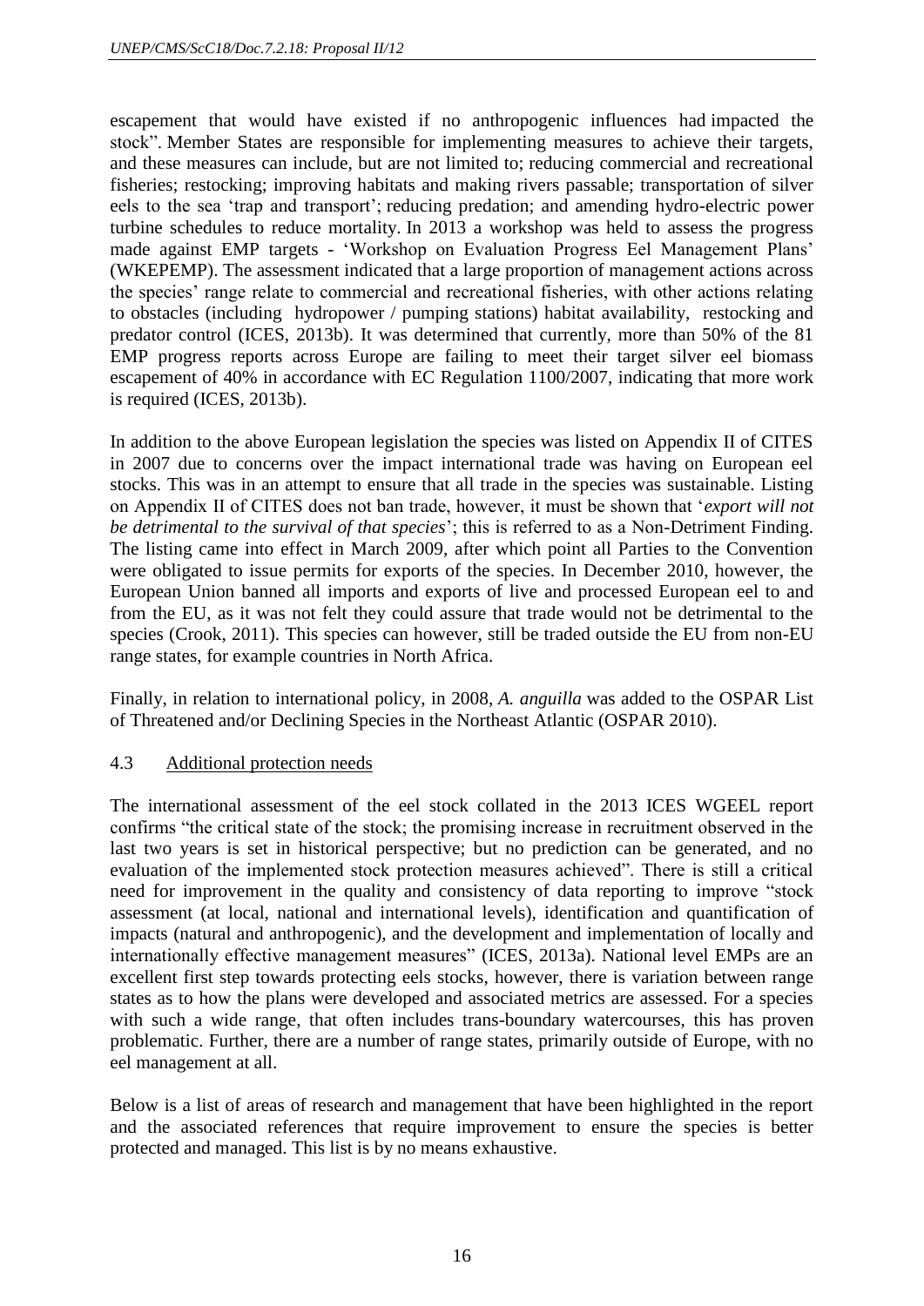escapement that would have existed if no anthropogenic influences had impacted the stock". Member States are responsible for implementing measures to achieve their targets, and these measures can include, but are not limited to; reducing commercial and recreational fisheries; restocking; improving habitats and making rivers passable; transportation of silver eels to the sea 'trap and transport'; reducing predation; and amending hydro-electric power turbine schedules to reduce mortality. In 2013 a workshop was held to assess the progress made against EMP targets - 'Workshop on Evaluation Progress Eel Management Plans' (WKEPEMP). The assessment indicated that a large proportion of management actions across the species' range relate to commercial and recreational fisheries, with other actions relating to obstacles (including hydropower / pumping stations) habitat availability, restocking and predator control (ICES, 2013b). It was determined that currently, more than 50% of the 81 EMP progress reports across Europe are failing to meet their target silver eel biomass escapement of 40% in accordance with EC Regulation 1100/2007, indicating that more work is required (ICES, 2013b).

In addition to the above European legislation the species was listed on Appendix II of CITES in 2007 due to concerns over the impact international trade was having on European eel stocks. This was in an attempt to ensure that all trade in the species was sustainable. Listing on Appendix II of CITES does not ban trade, however, it must be shown that '*export will not be detrimental to the survival of that species*'; this is referred to as a Non-Detriment Finding. The listing came into effect in March 2009, after which point all Parties to the Convention were obligated to issue permits for exports of the species. In December 2010, however, the European Union banned all imports and exports of live and processed European eel to and from the EU, as it was not felt they could assure that trade would not be detrimental to the species (Crook, 2011). This species can however, still be traded outside the EU from non-EU range states, for example countries in North Africa.

Finally, in relation to international policy, in 2008, *A. anguilla* was added to the OSPAR List of Threatened and/or Declining Species in the Northeast Atlantic (OSPAR 2010).

### 4.3 Additional protection needs

The international assessment of the eel stock collated in the 2013 ICES WGEEL report confirms "the critical state of the stock; the promising increase in recruitment observed in the last two years is set in historical perspective; but no prediction can be generated, and no evaluation of the implemented stock protection measures achieved". There is still a critical need for improvement in the quality and consistency of data reporting to improve "stock assessment (at local, national and international levels), identification and quantification of impacts (natural and anthropogenic), and the development and implementation of locally and internationally effective management measures" (ICES, 2013a). National level EMPs are an excellent first step towards protecting eels stocks, however, there is variation between range states as to how the plans were developed and associated metrics are assessed. For a species with such a wide range, that often includes trans-boundary watercourses, this has proven problematic. Further, there are a number of range states, primarily outside of Europe, with no eel management at all.

Below is a list of areas of research and management that have been highlighted in the report and the associated references that require improvement to ensure the species is better protected and managed. This list is by no means exhaustive.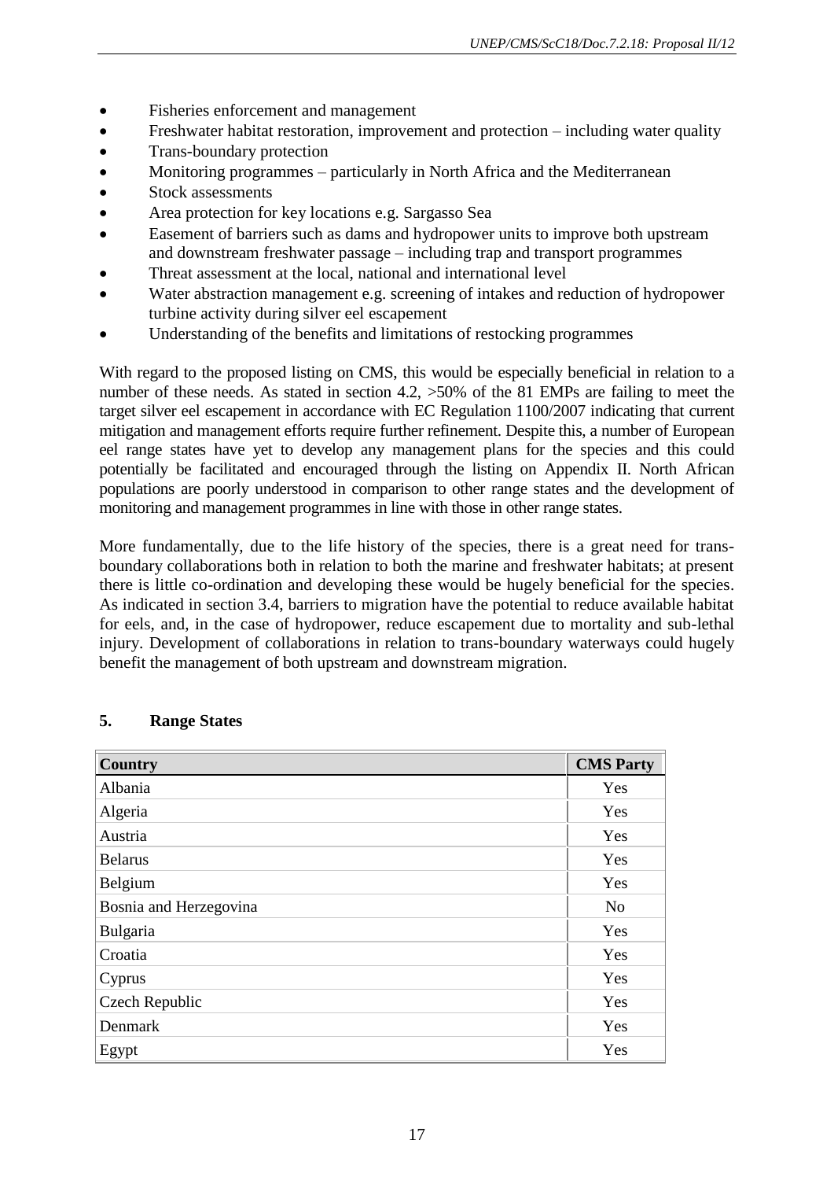- Fisheries enforcement and management
- Freshwater habitat restoration, improvement and protection – including water quality
- Trans-boundary protection
- Monitoring programmes – particularly in North Africa and the Mediterranean
- Stock assessments
- Area protection for key locations e.g. Sargasso Sea
- Easement of barriers such as dams and hydropower units to improve both upstream and downstream freshwater passage – including trap and transport programmes
- Threat assessment at the local, national and international level
- Water abstraction management e.g. screening of intakes and reduction of hydropower turbine activity during silver eel escapement
- Understanding of the benefits and limitations of restocking programmes

With regard to the proposed listing on CMS, this would be especially beneficial in relation to a number of these needs. As stated in section 4.2, >50% of the 81 EMPs are failing to meet the target silver eel escapement in accordance with EC Regulation 1100/2007 indicating that current mitigation and management efforts require further refinement. Despite this, a number of European eel range states have yet to develop any management plans for the species and this could potentially be facilitated and encouraged through the listing on Appendix II. North African populations are poorly understood in comparison to other range states and the development of monitoring and management programmes in line with those in other range states.

More fundamentally, due to the life history of the species, there is a great need for trans-boundary collaborations both in relation to both the marine and freshwater habitats; at present there is little co-ordination and developing these would be hugely beneficial for the species. As indicated in section 3.4, barriers to migration have the potential to reduce available habitat for eels, and, in the case of hydropower, reduce escapement due to mortality and sub-lethal injury. Development of collaborations in relation to trans-boundary waterways could hugely benefit the management of both upstream and downstream migration.

## 5. Range States

| Country | CMS Party |
|---|---|
| Albania | Yes |
| Algeria | Yes |
| Austria | Yes |
| Belarus | Yes |
| Belgium | Yes |
| Bosnia and Herzegovina | No |
| Bulgaria | Yes |
| Croatia | Yes |
| Cyprus | Yes |
| Czech Republic | Yes |
| Denmark | Yes |
| Egypt | Yes |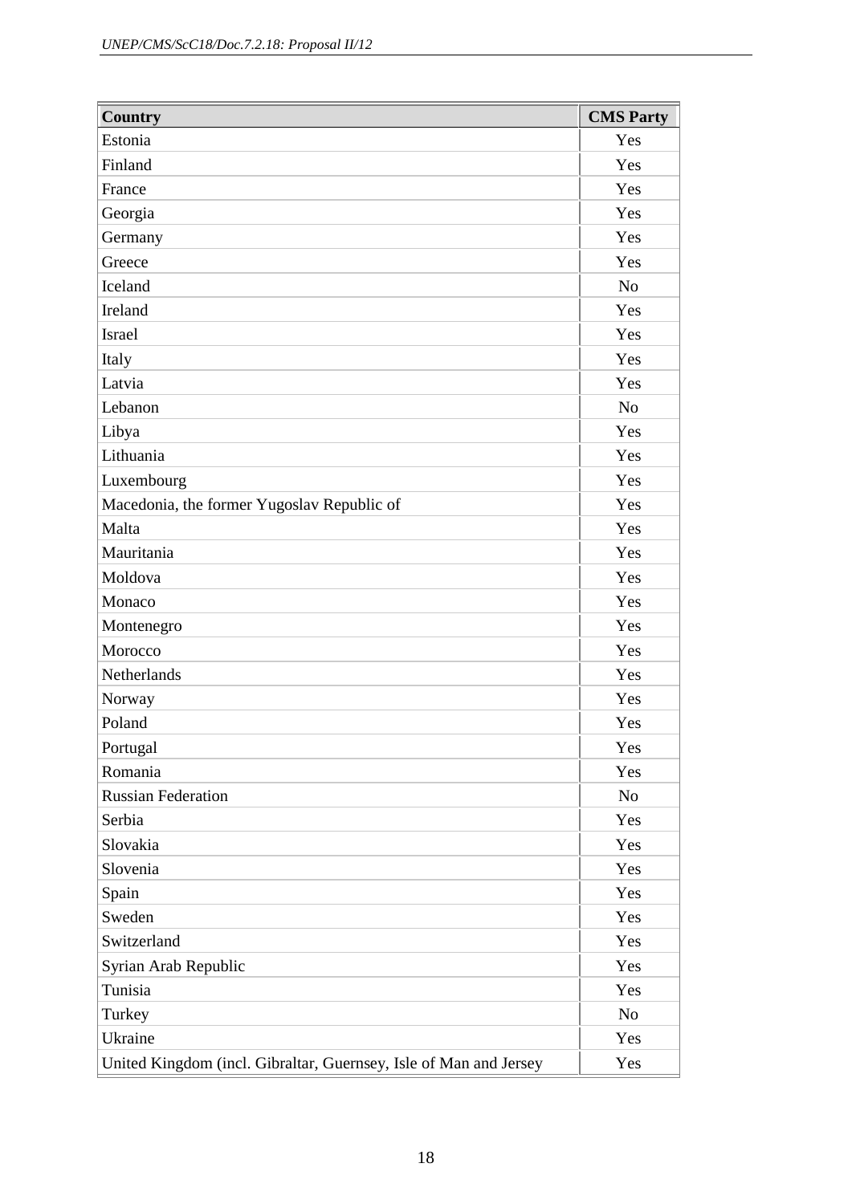| Country | CMS Party |
| --- | --- |
| Estonia | Yes |
| Finland | Yes |
| France | Yes |
| Georgia | Yes |
| Germany | Yes |
| Greece | Yes |
| Iceland | No |
| Ireland | Yes |
| Israel | Yes |
| Italy | Yes |
| Latvia | Yes |
| Lebanon | No |
| Libya | Yes |
| Lithuania | Yes |
| Luxembourg | Yes |
| Macedonia, the former Yugoslav Republic of | Yes |
| Malta | Yes |
| Mauritania | Yes |
| Moldova | Yes |
| Monaco | Yes |
| Montenegro | Yes |
| Morocco | Yes |
| Netherlands | Yes |
| Norway | Yes |
| Poland | Yes |
| Portugal | Yes |
| Romania | Yes |
| Russian Federation | No |
| Serbia | Yes |
| Slovakia | Yes |
| Slovenia | Yes |
| Spain | Yes |
| Sweden | Yes |
| Switzerland | Yes |
| Syrian Arab Republic | Yes |
| Tunisia | Yes |
| Turkey | No |
| Ukraine | Yes |
| United Kingdom (incl. Gibraltar, Guernsey, Isle of Man and Jersey | Yes |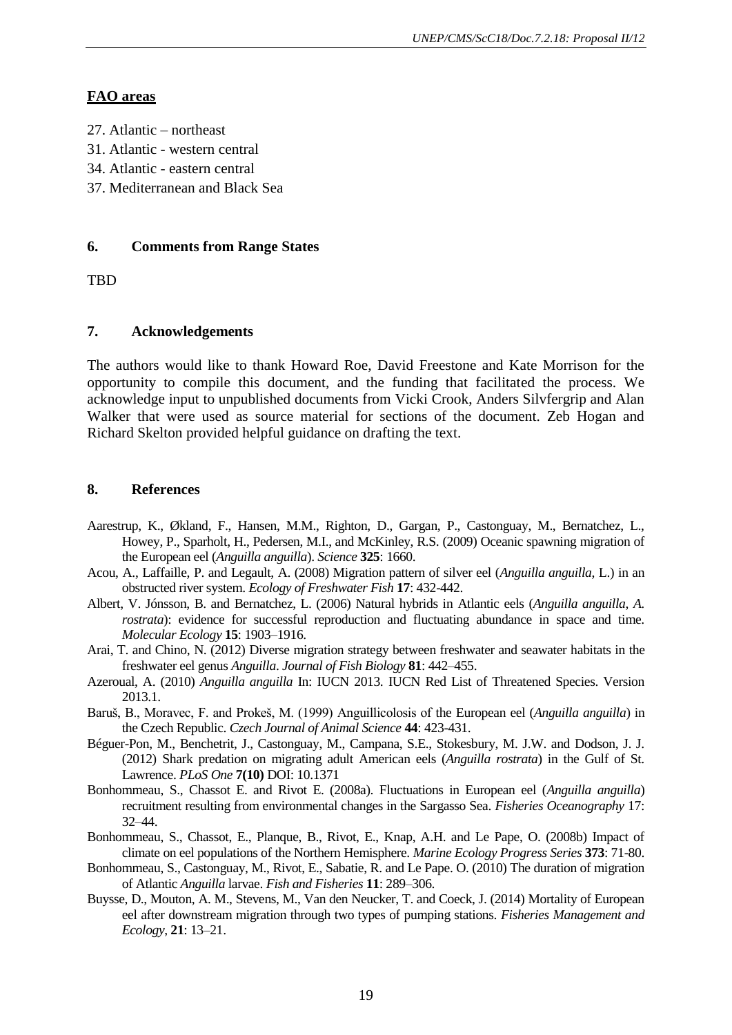## FAO areas

27. Atlantic – northeast
31. Atlantic - western central
34. Atlantic - eastern central
37. Mediterranean and Black Sea

## 6. Comments from Range States

TBD

## 7. Acknowledgements

The authors would like to thank Howard Roe, David Freestone and Kate Morrison for the opportunity to compile this document, and the funding that facilitated the process. We acknowledge input to unpublished documents from Vicki Crook, Anders Silvfergrip and Alan Walker that were used as source material for sections of the document. Zeb Hogan and Richard Skelton provided helpful guidance on drafting the text.

## 8. References

Aarestrup, K., Økland, F., Hansen, M.M., Righton, D., Gargan, P., Castonguay, M., Bernatchez, L., Howey, P., Sparholt, H., Pedersen, M.I., and McKinley, R.S. (2009) Oceanic spawning migration of the European eel (*Anguilla anguilla*). *Science* **325**: 1660.

Acou, A., Laffaille, P. and Legault, A. (2008) Migration pattern of silver eel (*Anguilla anguilla*, L.) in an obstructed river system. *Ecology of Freshwater Fish* **17**: 432-442.

Albert, V. Jónsson, B. and Bernatchez, L. (2006) Natural hybrids in Atlantic eels (*Anguilla anguilla*, *A. rostrata*): evidence for successful reproduction and fluctuating abundance in space and time. *Molecular Ecology* **15**: 1903–1916.

Arai, T. and Chino, N. (2012) Diverse migration strategy between freshwater and seawater habitats in the freshwater eel genus *Anguilla*. *Journal of Fish Biology* **81**: 442–455.

Azeroual, A. (2010) *Anguilla anguilla* In: IUCN 2013. IUCN Red List of Threatened Species. Version 2013.1.

Baruš, B., Moravec, F. and Prokeš, M. (1999) Anguillicolosis of the European eel (*Anguilla anguilla*) in the Czech Republic. *Czech Journal of Animal Science* **44**: 423-431.

Béguer-Pon, M., Benchetrit, J., Castonguay, M., Campana, S.E., Stokesbury, M. J.W. and Dodson, J. J. (2012) Shark predation on migrating adult American eels (*Anguilla rostrata*) in the Gulf of St. Lawrence. *PLoS One* **7(10)** DOI: 10.1371

Bonhommeau, S., Chassot E. and Rivot E. (2008a). Fluctuations in European eel (*Anguilla anguilla*) recruitment resulting from environmental changes in the Sargasso Sea. *Fisheries Oceanography* 17: 32–44.

Bonhommeau, S., Chassot, E., Planque, B., Rivot, E., Knap, A.H. and Le Pape, O. (2008b) Impact of climate on eel populations of the Northern Hemisphere. *Marine Ecology Progress Series* **373**: 71-80.

Bonhommeau, S., Castonguay, M., Rivot, E., Sabatie, R. and Le Pape. O. (2010) The duration of migration of Atlantic *Anguilla* larvae. *Fish and Fisheries* **11**: 289–306.

Buysse, D., Mouton, A. M., Stevens, M., Van den Neucker, T. and Coeck, J. (2014) Mortality of European eel after downstream migration through two types of pumping stations. *Fisheries Management and Ecology*, **21**: 13–21.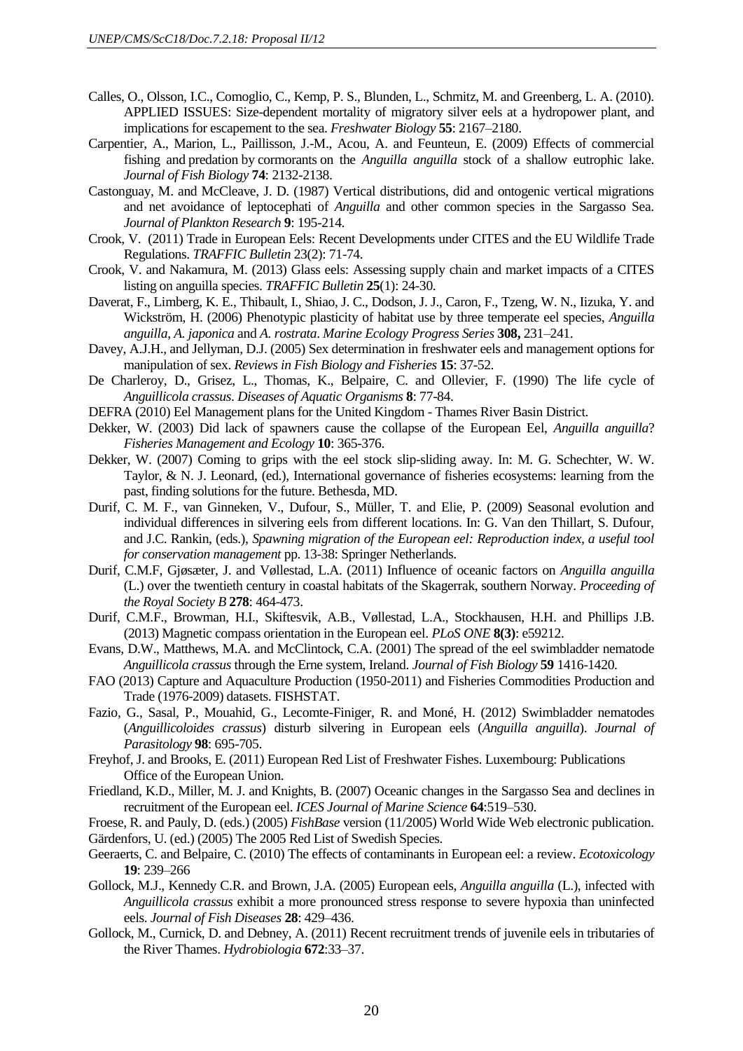Calles, O., Olsson, I.C., Comoglio, C., Kemp, P. S., Blunden, L., Schmitz, M. and Greenberg, L. A. (2010). APPLIED ISSUES: Size-dependent mortality of migratory silver eels at a hydropower plant, and implications for escapement to the sea. *Freshwater Biology* **55**: 2167–2180.

Carpentier, A., Marion, L., Paillisson, J.-M., Acou, A. and Feunteun, E. (2009) Effects of commercial fishing and predation by cormorants on the *Anguilla anguilla* stock of a shallow eutrophic lake. *Journal of Fish Biology* **74**: 2132-2138.

Castonguay, M. and McCleave, J. D. (1987) Vertical distributions, did and ontogenic vertical migrations and net avoidance of leptocephati of *Anguilla* and other common species in the Sargasso Sea. *Journal of Plankton Research* **9**: 195-214.

Crook, V. (2011) Trade in European Eels: Recent Developments under CITES and the EU Wildlife Trade Regulations. *TRAFFIC Bulletin* 23(2): 71-74.

Crook, V. and Nakamura, M. (2013) Glass eels: Assessing supply chain and market impacts of a CITES listing on anguilla species. *TRAFFIC Bulletin* **25**(1): 24-30.

Daverat, F., Limberg, K. E., Thibault, I., Shiao, J. C., Dodson, J. J., Caron, F., Tzeng, W. N., Iizuka, Y. and Wickström, H. (2006) Phenotypic plasticity of habitat use by three temperate eel species, *Anguilla anguilla*, *A. japonica* and *A. rostrata*. *Marine Ecology Progress Series* **308,** 231–241.

Davey, A.J.H., and Jellyman, D.J. (2005) Sex determination in freshwater eels and management options for manipulation of sex. *Reviews in Fish Biology and Fisheries* **15**: 37-52.

De Charleroy, D., Grisez, L., Thomas, K., Belpaire, C. and Ollevier, F. (1990) The life cycle of *Anguillicola crassus*. *Diseases of Aquatic Organisms* **8**: 77-84.

DEFRA (2010) Eel Management plans for the United Kingdom - Thames River Basin District.

Dekker, W. (2003) Did lack of spawners cause the collapse of the European Eel, *Anguilla anguilla*? *Fisheries Management and Ecology* **10**: 365-376.

Dekker, W. (2007) Coming to grips with the eel stock slip-sliding away. In: M. G. Schechter, W. W. Taylor, & N. J. Leonard, (ed.), International governance of fisheries ecosystems: learning from the past, finding solutions for the future. Bethesda, MD.

Durif, C. M. F., van Ginneken, V., Dufour, S., Müller, T. and Elie, P. (2009) Seasonal evolution and individual differences in silvering eels from different locations. In: G. Van den Thillart, S. Dufour, and J.C. Rankin, (eds.), *Spawning migration of the European eel: Reproduction index, a useful tool for conservation management* pp. 13-38: Springer Netherlands.

Durif, C.M.F, Gjøsæter, J. and Vøllestad, L.A. (2011) Influence of oceanic factors on *Anguilla anguilla* (L.) over the twentieth century in coastal habitats of the Skagerrak, southern Norway. *Proceeding of the Royal Society B* **278**: 464-473.

Durif, C.M.F., Browman, H.I., Skiftesvik, A.B., Vøllestad, L.A., Stockhausen, H.H. and Phillips J.B. (2013) Magnetic compass orientation in the European eel. *PLoS ONE* **8(3)**: e59212.

Evans, D.W., Matthews, M.A. and McClintock, C.A. (2001) The spread of the eel swimbladder nematode *Anguillicola crassus* through the Erne system, Ireland. *Journal of Fish Biology* **59** 1416-1420.

FAO (2013) Capture and Aquaculture Production (1950-2011) and Fisheries Commodities Production and Trade (1976-2009) datasets. FISHSTAT.

Fazio, G., Sasal, P., Mouahid, G., Lecomte-Finiger, R. and Moné, H. (2012) Swimbladder nematodes (*Anguillicoloides crassus*) disturb silvering in European eels (*Anguilla anguilla*). *Journal of Parasitology* **98**: 695-705.

Freyhof, J. and Brooks, E. (2011) European Red List of Freshwater Fishes. Luxembourg: Publications Office of the European Union.

Friedland, K.D., Miller, M. J. and Knights, B. (2007) Oceanic changes in the Sargasso Sea and declines in recruitment of the European eel. *ICES Journal of Marine Science* **64**:519–530.

Froese, R. and Pauly, D. (eds.) (2005) *FishBase* version (11/2005) World Wide Web electronic publication.

Gärdenfors, U. (ed.) (2005) The 2005 Red List of Swedish Species.

Geeraerts, C. and Belpaire, C. (2010) The effects of contaminants in European eel: a review. *Ecotoxicology* **19**: 239–266

Gollock, M.J., Kennedy C.R. and Brown, J.A. (2005) European eels, *Anguilla anguilla* (L.), infected with *Anguillicola crassus* exhibit a more pronounced stress response to severe hypoxia than uninfected eels. *Journal of Fish Diseases* **28**: 429–436.

Gollock, M., Curnick, D. and Debney, A. (2011) Recent recruitment trends of juvenile eels in tributaries of the River Thames. *Hydrobiologia* **672**:33–37.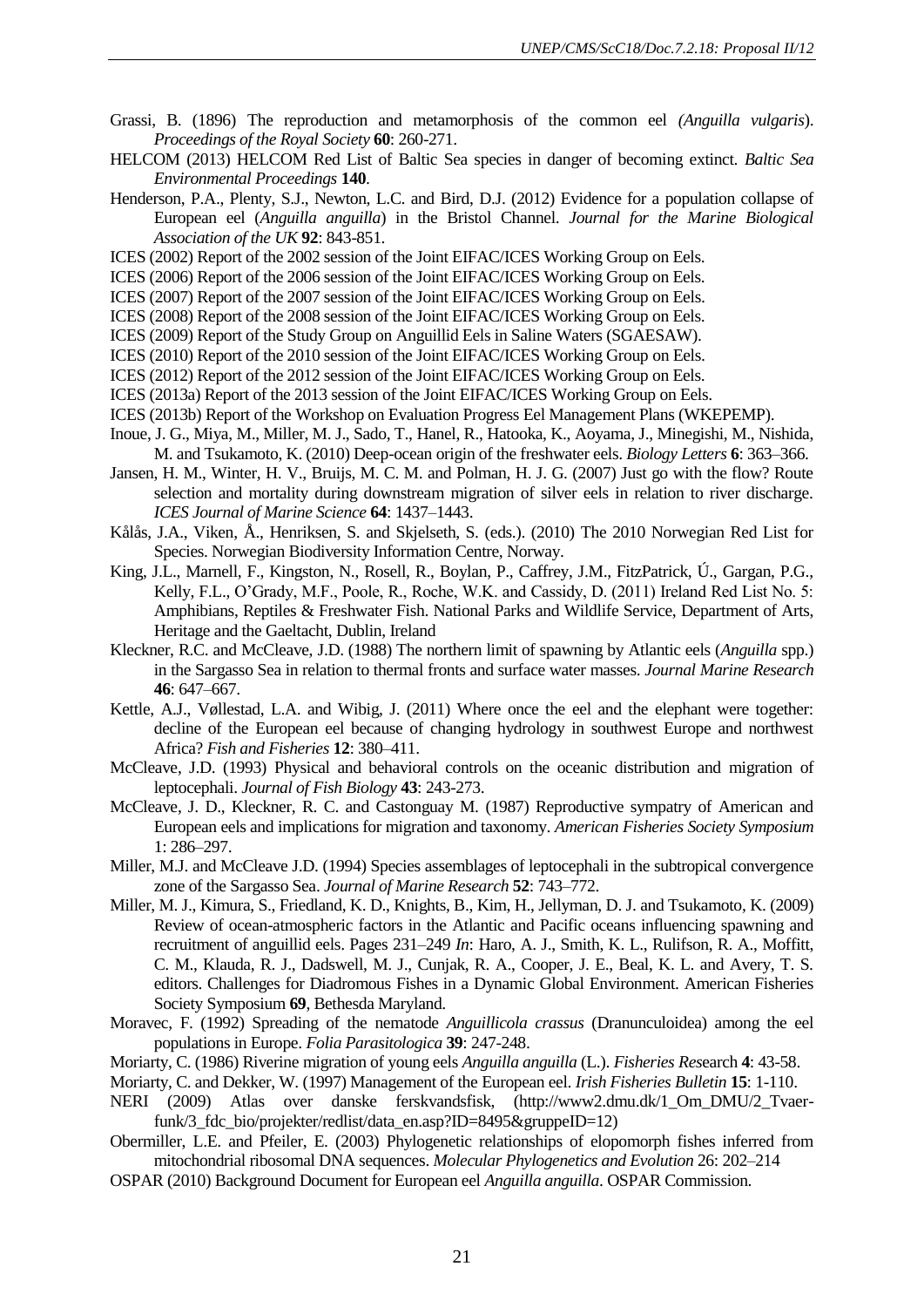Grassi, B. (1896) The reproduction and metamorphosis of the common eel *(Anguilla vulgaris*). *Proceedings of the Royal Society* **60**: 260-271.

HELCOM (2013) HELCOM Red List of Baltic Sea species in danger of becoming extinct. *Baltic Sea Environmental Proceedings* **140**.

Henderson, P.A., Plenty, S.J., Newton, L.C. and Bird, D.J. (2012) Evidence for a population collapse of European eel (*Anguilla anguilla*) in the Bristol Channel. *Journal for the Marine Biological Association of the UK* **92**: 843-851.

ICES (2002) Report of the 2002 session of the Joint EIFAC/ICES Working Group on Eels.

ICES (2006) Report of the 2006 session of the Joint EIFAC/ICES Working Group on Eels.

ICES (2007) Report of the 2007 session of the Joint EIFAC/ICES Working Group on Eels.

ICES (2008) Report of the 2008 session of the Joint EIFAC/ICES Working Group on Eels.

ICES (2009) Report of the Study Group on Anguillid Eels in Saline Waters (SGAESAW).

ICES (2010) Report of the 2010 session of the Joint EIFAC/ICES Working Group on Eels.

ICES (2012) Report of the 2012 session of the Joint EIFAC/ICES Working Group on Eels.

ICES (2013a) Report of the 2013 session of the Joint EIFAC/ICES Working Group on Eels.

ICES (2013b) Report of the Workshop on Evaluation Progress Eel Management Plans (WKEPEMP).

Inoue, J. G., Miya, M., Miller, M. J., Sado, T., Hanel, R., Hatooka, K., Aoyama, J., Minegishi, M., Nishida, M. and Tsukamoto, K. (2010) Deep-ocean origin of the freshwater eels. *Biology Letters* **6**: 363–366.

Jansen, H. M., Winter, H. V., Bruijs, M. C. M. and Polman, H. J. G. (2007) Just go with the flow? Route selection and mortality during downstream migration of silver eels in relation to river discharge. *ICES Journal of Marine Science* **64**: 1437–1443.

Kålås, J.A., Viken, Å., Henriksen, S. and Skjelseth, S. (eds.). (2010) The 2010 Norwegian Red List for Species. Norwegian Biodiversity Information Centre, Norway.

King, J.L., Marnell, F., Kingston, N., Rosell, R., Boylan, P., Caffrey, J.M., FitzPatrick, Ú., Gargan, P.G., Kelly, F.L., O'Grady, M.F., Poole, R., Roche, W.K. and Cassidy, D. (2011) Ireland Red List No. 5: Amphibians, Reptiles & Freshwater Fish. National Parks and Wildlife Service, Department of Arts, Heritage and the Gaeltacht, Dublin, Ireland

Kleckner, R.C. and McCleave, J.D. (1988) The northern limit of spawning by Atlantic eels (*Anguilla* spp.) in the Sargasso Sea in relation to thermal fronts and surface water masses. *Journal Marine Research* **46**: 647–667.

Kettle, A.J., Vøllestad, L.A. and Wibig, J. (2011) Where once the eel and the elephant were together: decline of the European eel because of changing hydrology in southwest Europe and northwest Africa? *Fish and Fisheries* **12**: 380–411.

McCleave, J.D. (1993) Physical and behavioral controls on the oceanic distribution and migration of leptocephali. *Journal of Fish Biology* **43**: 243-273.

McCleave, J. D., Kleckner, R. C. and Castonguay M. (1987) Reproductive sympatry of American and European eels and implications for migration and taxonomy. *American Fisheries Society Symposium* 1: 286–297.

Miller, M.J. and McCleave J.D. (1994) Species assemblages of leptocephali in the subtropical convergence zone of the Sargasso Sea. *Journal of Marine Research* **52**: 743–772.

Miller, M. J., Kimura, S., Friedland, K. D., Knights, B., Kim, H., Jellyman, D. J. and Tsukamoto, K. (2009) Review of ocean-atmospheric factors in the Atlantic and Pacific oceans influencing spawning and recruitment of anguillid eels. Pages 231–249 *In*: Haro, A. J., Smith, K. L., Rulifson, R. A., Moffitt, C. M., Klauda, R. J., Dadswell, M. J., Cunjak, R. A., Cooper, J. E., Beal, K. L. and Avery, T. S. editors. Challenges for Diadromous Fishes in a Dynamic Global Environment. American Fisheries Society Symposium **69**, Bethesda Maryland.

Moravec, F. (1992) Spreading of the nematode *Anguillicola crassus* (Dranunculoidea) among the eel populations in Europe. *Folia Parasitologica* **39**: 247-248.

Moriarty, C. (1986) Riverine migration of young eels *Anguilla anguilla* (L.). *Fisheries Res*earch **4**: 43-58.

Moriarty, C. and Dekker, W. (1997) Management of the European eel. *Irish Fisheries Bulletin* **15**: 1-110.

NERI (2009) Atlas over danske ferskvandsfisk, (http://www2.dmu.dk/1_Om_DMU/2_Tvaer-funk/3_fdc_bio/projekter/redlist/data_en.asp?ID=8495&gruppeID=12)

Obermiller, L.E. and Pfeiler, E. (2003) Phylogenetic relationships of elopomorph fishes inferred from mitochondrial ribosomal DNA sequences. *Molecular Phylogenetics and Evolution* 26: 202–214

OSPAR (2010) Background Document for European eel *Anguilla anguilla*. OSPAR Commission.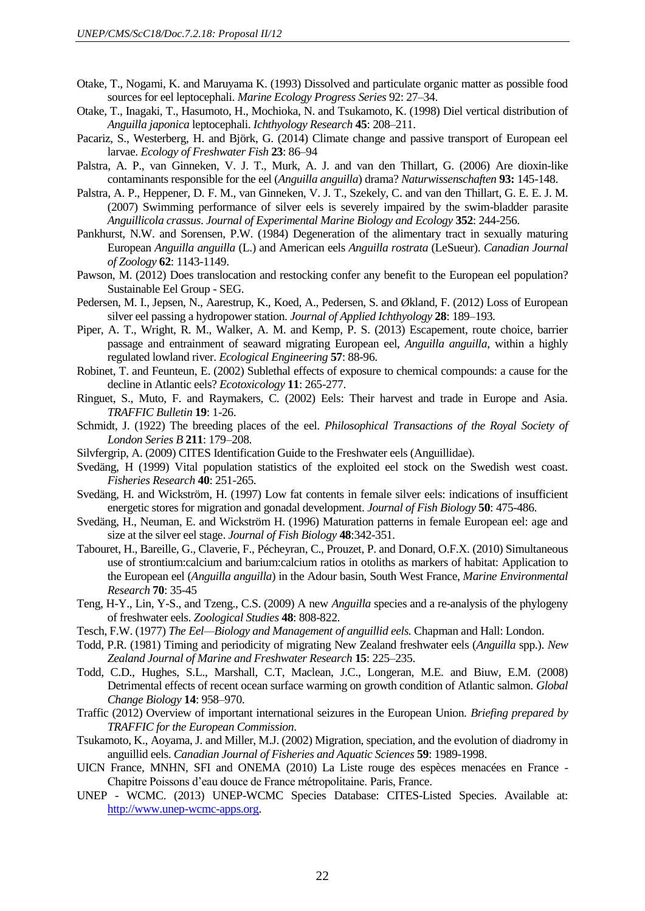Otake, T., Nogami, K. and Maruyama K. (1993) Dissolved and particulate organic matter as possible food sources for eel leptocephali. *Marine Ecology Progress Series* 92: 27–34.

Otake, T., Inagaki, T., Hasumoto, H., Mochioka, N. and Tsukamoto, K. (1998) Diel vertical distribution of *Anguilla japonica* leptocephali. *Ichthyology Research* **45**: 208–211.

Pacariz, S., Westerberg, H. and Björk, G. (2014) Climate change and passive transport of European eel larvae. *Ecology of Freshwater Fish* **23**: 86–94

Palstra, A. P., van Ginneken, V. J. T., Murk, A. J. and van den Thillart, G. (2006) Are dioxin-like contaminants responsible for the eel (*Anguilla anguilla*) drama? *Naturwissenschaften* **93:** 145-148.

Palstra, A. P., Heppener, D. F. M., van Ginneken, V. J. T., Szekely, C. and van den Thillart, G. E. E. J. M. (2007) Swimming performance of silver eels is severely impaired by the swim-bladder parasite *Anguillicola crassus*. *Journal of Experimental Marine Biology and Ecology* **352**: 244-256.

Pankhurst, N.W. and Sorensen, P.W. (1984) Degeneration of the alimentary tract in sexually maturing European *Anguilla anguilla* (L.) and American eels *Anguilla rostrata* (LeSueur). *Canadian Journal of Zoology* **62**: 1143-1149.

Pawson, M. (2012) Does translocation and restocking confer any benefit to the European eel population? Sustainable Eel Group - SEG.

Pedersen, M. I., Jepsen, N., Aarestrup, K., Koed, A., Pedersen, S. and Økland, F. (2012) Loss of European silver eel passing a hydropower station. *Journal of Applied Ichthyology* **28**: 189–193.

Piper, A. T., Wright, R. M., Walker, A. M. and Kemp, P. S. (2013) Escapement, route choice, barrier passage and entrainment of seaward migrating European eel, *Anguilla anguilla*, within a highly regulated lowland river. *Ecological Engineering* **57**: 88-96.

Robinet, T. and Feunteun, E. (2002) Sublethal effects of exposure to chemical compounds: a cause for the decline in Atlantic eels? *Ecotoxicology* **11**: 265-277.

Ringuet, S., Muto, F. and Raymakers, C. (2002) Eels: Their harvest and trade in Europe and Asia. *TRAFFIC Bulletin* **19**: 1-26.

Schmidt, J. (1922) The breeding places of the eel. *Philosophical Transactions of the Royal Society of London Series B* **211**: 179–208.

Silvfergrip, A. (2009) CITES Identification Guide to the Freshwater eels (Anguillidae).

Svedäng, H (1999) Vital population statistics of the exploited eel stock on the Swedish west coast. *Fisheries Research* **40**: 251-265.

Svedäng, H. and Wickström, H. (1997) Low fat contents in female silver eels: indications of insufficient energetic stores for migration and gonadal development. *Journal of Fish Biology* **50**: 475-486.

Svedäng, H., Neuman, E. and Wickström H. (1996) Maturation patterns in female European eel: age and size at the silver eel stage. *Journal of Fish Biology* **48**:342-351.

Tabouret, H., Bareille, G., Claverie, F., Pécheyran, C., Prouzet, P. and Donard, O.F.X. (2010) Simultaneous use of strontium:calcium and barium:calcium ratios in otoliths as markers of habitat: Application to the European eel (*Anguilla anguilla*) in the Adour basin, South West France, *Marine Environmental Research* **70**: 35-45

Teng, H-Y., Lin, Y-S., and Tzeng., C.S. (2009) A new *Anguilla* species and a re-analysis of the phylogeny of freshwater eels. *Zoological Studies* **48**: 808-822.

Tesch, F.W. (1977) *The Eel—Biology and Management of anguillid eels.* Chapman and Hall: London.

Todd, P.R. (1981) Timing and periodicity of migrating New Zealand freshwater eels (*Anguilla* spp.). *New Zealand Journal of Marine and Freshwater Research* **15**: 225–235.

Todd, C.D., Hughes, S.L., Marshall, C.T, Maclean, J.C., Longeran, M.E. and Biuw, E.M. (2008) Detrimental effects of recent ocean surface warming on growth condition of Atlantic salmon. *Global Change Biology* **14**: 958–970.

Traffic (2012) Overview of important international seizures in the European Union. *Briefing prepared by TRAFFIC for the European Commission*.

Tsukamoto, K., Aoyama, J. and Miller, M.J. (2002) Migration, speciation, and the evolution of diadromy in anguillid eels. *Canadian Journal of Fisheries and Aquatic Sciences* **59**: 1989-1998.

UICN France, MNHN, SFI and ONEMA (2010) La Liste rouge des espèces menacées en France - Chapitre Poissons d'eau douce de France métropolitaine. Paris, France.

UNEP - WCMC. (2013) UNEP-WCMC Species Database: CITES-Listed Species. Available at: http://www.unep-wcmc-apps.org.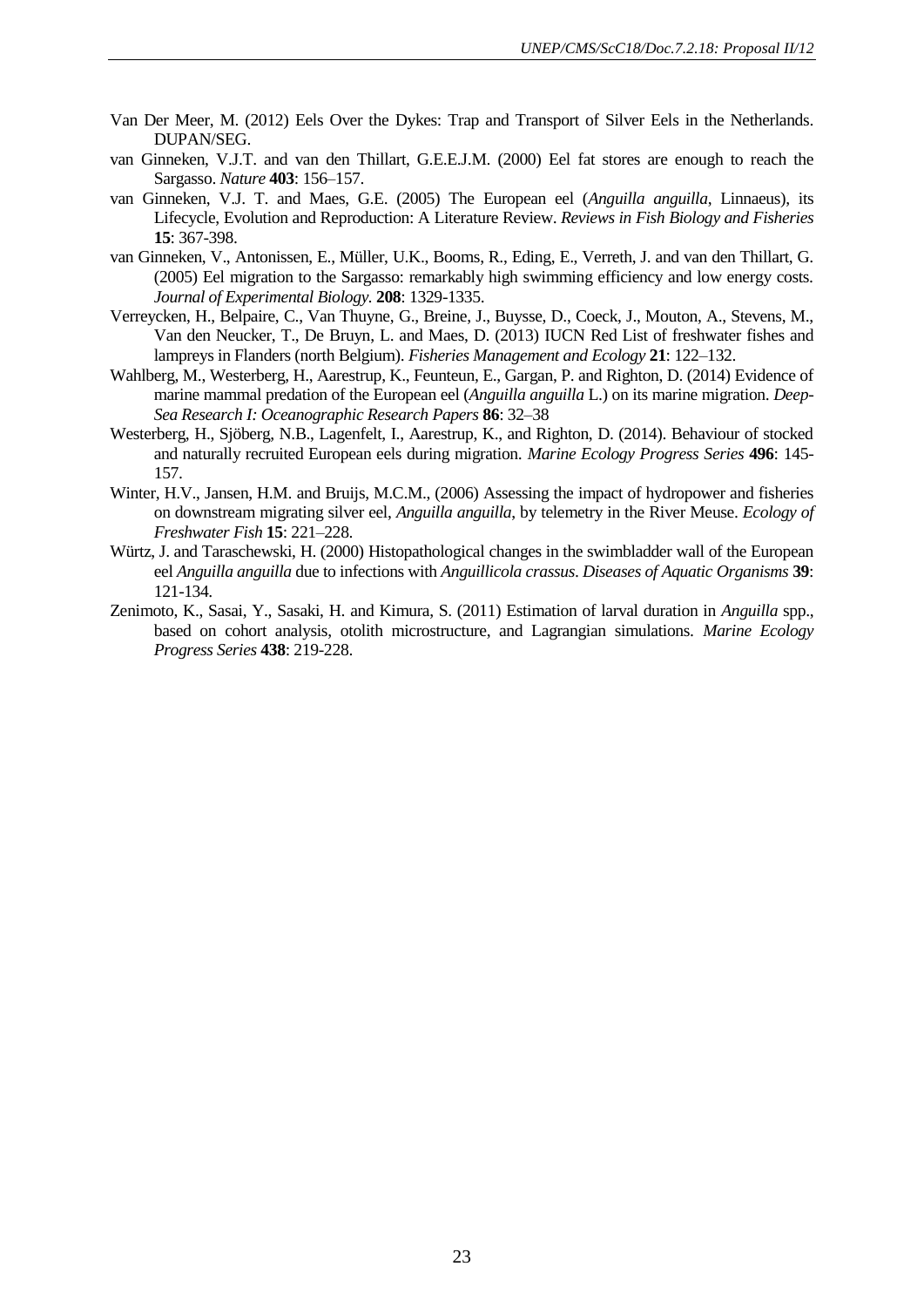Van Der Meer, M. (2012) Eels Over the Dykes: Trap and Transport of Silver Eels in the Netherlands. DUPAN/SEG.

van Ginneken, V.J.T. and van den Thillart, G.E.E.J.M. (2000) Eel fat stores are enough to reach the Sargasso. *Nature* **403**: 156–157.

van Ginneken, V.J. T. and Maes, G.E. (2005) The European eel (*Anguilla anguilla*, Linnaeus), its Lifecycle, Evolution and Reproduction: A Literature Review. *Reviews in Fish Biology and Fisheries* **15**: 367-398.

van Ginneken, V., Antonissen, E., Müller, U.K., Booms, R., Eding, E., Verreth, J. and van den Thillart, G. (2005) Eel migration to the Sargasso: remarkably high swimming efficiency and low energy costs. *Journal of Experimental Biology.* **208**: 1329-1335.

Verreycken, H., Belpaire, C., Van Thuyne, G., Breine, J., Buysse, D., Coeck, J., Mouton, A., Stevens, M., Van den Neucker, T., De Bruyn, L. and Maes, D. (2013) IUCN Red List of freshwater fishes and lampreys in Flanders (north Belgium). *Fisheries Management and Ecology* **21**: 122–132.

Wahlberg, M., Westerberg, H., Aarestrup, K., Feunteun, E., Gargan, P. and Righton, D. (2014) Evidence of marine mammal predation of the European eel (*Anguilla anguilla* L.) on its marine migration. *Deep-Sea Research I: Oceanographic Research Papers* **86**: 32–38

Westerberg, H., Sjöberg, N.B., Lagenfelt, I., Aarestrup, K., and Righton, D. (2014). Behaviour of stocked and naturally recruited European eels during migration. *Marine Ecology Progress Series* **496**: 145-157.

Winter, H.V., Jansen, H.M. and Bruijs, M.C.M., (2006) Assessing the impact of hydropower and fisheries on downstream migrating silver eel, *Anguilla anguilla*, by telemetry in the River Meuse. *Ecology of Freshwater Fish* **15**: 221–228.

Würtz, J. and Taraschewski, H. (2000) Histopathological changes in the swimbladder wall of the European eel *Anguilla anguilla* due to infections with *Anguillicola crassus*. *Diseases of Aquatic Organisms* **39**: 121-134.

Zenimoto, K., Sasai, Y., Sasaki, H. and Kimura, S. (2011) Estimation of larval duration in *Anguilla* spp., based on cohort analysis, otolith microstructure, and Lagrangian simulations. *Marine Ecology Progress Series* **438**: 219-228.